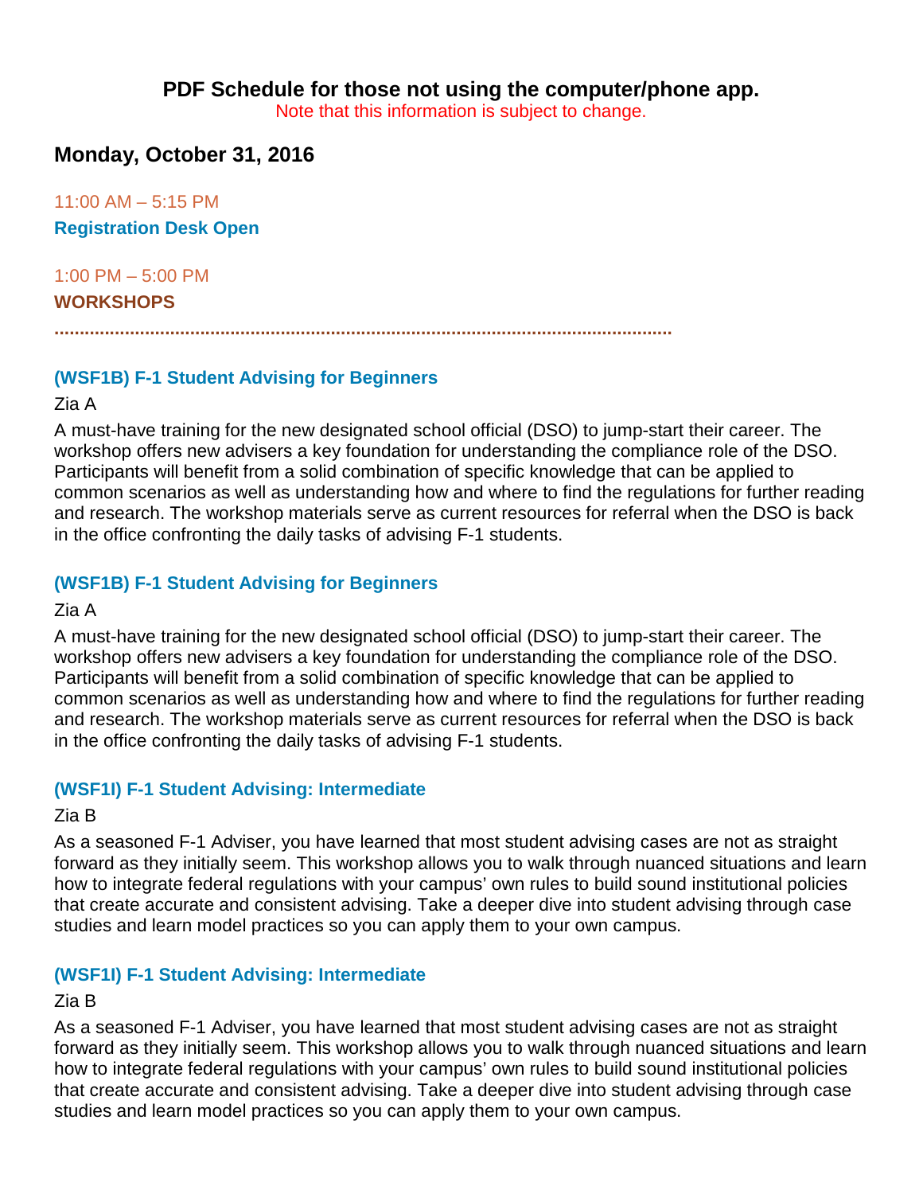# PDF Schedule for those not using the computer/phone app.

Note that this information is subject to change.

## Monday, October 31, 2016

11:00 AM – 5:15 PM

**Registration Desk Open**

1:00 PM – 5:00 PM

**WORKSHOPS**

.............................................................................................................................

### (WSF1B) F-1 Student Advising for Beginners

Zia A

A must-have training for the new designated school official (DSO) to jump-start their career. The workshop offers new advisers a key foundation for understanding the compliance role of the DSO. Participants will benefit from a solid combination of specific knowledge that can be applied to common scenarios as well as understanding how and where to find the regulations for further reading and research. The workshop materials serve as current resources for referral when the DSO is back in the office confronting the daily tasks of advising F-1 students.

### (WSF1B) F-1 Student Advising for Beginners

Zia A

A must-have training for the new designated school official (DSO) to jump-start their career. The workshop offers new advisers a key foundation for understanding the compliance role of the DSO. Participants will benefit from a solid combination of specific knowledge that can be applied to common scenarios as well as understanding how and where to find the regulations for further reading and research. The workshop materials serve as current resources for referral when the DSO is back in the office confronting the daily tasks of advising F-1 students.

### (WSF1I) F-1 Student Advising: Intermediate

Zia B

As a seasoned F-1 Adviser, you have learned that most student advising cases are not as straight forward as they initially seem. This workshop allows you to walk through nuanced situations and learn how to integrate federal regulations with your campus' own rules to build sound institutional policies that create accurate and consistent advising. Take a deeper dive into student advising through case studies and learn model practices so you can apply them to your own campus.

### (WSF1I) F-1 Student Advising: Intermediate

Zia B

As a seasoned F-1 Adviser, you have learned that most student advising cases are not as straight forward as they initially seem. This workshop allows you to walk through nuanced situations and learn how to integrate federal regulations with your campus' own rules to build sound institutional policies that create accurate and consistent advising. Take a deeper dive into student advising through case studies and learn model practices so you can apply them to your own campus.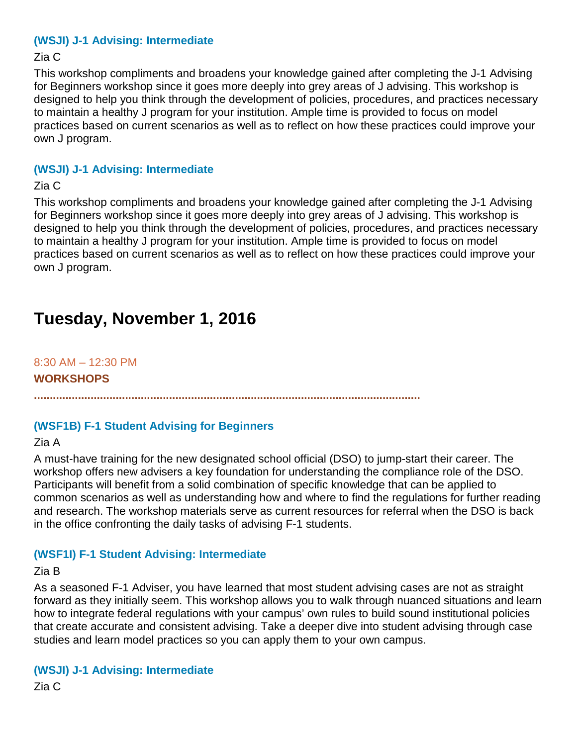### (WSJI) J-1 Advising: Intermediate

Zia C

This workshop compliments and broadens your knowledge gained after completing the J-1 Advising for Beginners workshop since it goes more deeply into grey areas of J advising. This workshop is designed to help you think through the development of policies, procedures, and practices necessary to maintain a healthy J program for your institution. Ample time is provided to focus on model practices based on current scenarios as well as to reflect on how these practices could improve your own J program.

### (WSJI) J-1 Advising: Intermediate

Zia C

This workshop compliments and broadens your knowledge gained after completing the J-1 Advising for Beginners workshop since it goes more deeply into grey areas of J advising. This workshop is designed to help you think through the development of policies, procedures, and practices necessary to maintain a healthy J program for your institution. Ample time is provided to focus on model practices based on current scenarios as well as to reflect on how these practices could improve your own J program.

# Tuesday, November 1, 2016

8:30 AM – 12:30 PM

**WORKSHOPS**

### (WSF1B) F-1 Student Advising for Beginners

Zia A

A must-have training for the new designated school official (DSO) to jump-start their career. The workshop offers new advisers a key foundation for understanding the compliance role of the DSO. Participants will benefit from a solid combination of specific knowledge that can be applied to common scenarios as well as understanding how and where to find the regulations for further reading and research. The workshop materials serve as current resources for referral when the DSO is back in the office confronting the daily tasks of advising F-1 students.

### (WSF1I) F-1 Student Advising: Intermediate

Zia B

As a seasoned F-1 Adviser, you have learned that most student advising cases are not as straight forward as they initially seem. This workshop allows you to walk through nuanced situations and learn how to integrate federal regulations with your campus' own rules to build sound institutional policies that create accurate and consistent advising. Take a deeper dive into student advising through case studies and learn model practices so you can apply them to your own campus.

### (WSJI) J-1 Advising: Intermediate

Zia C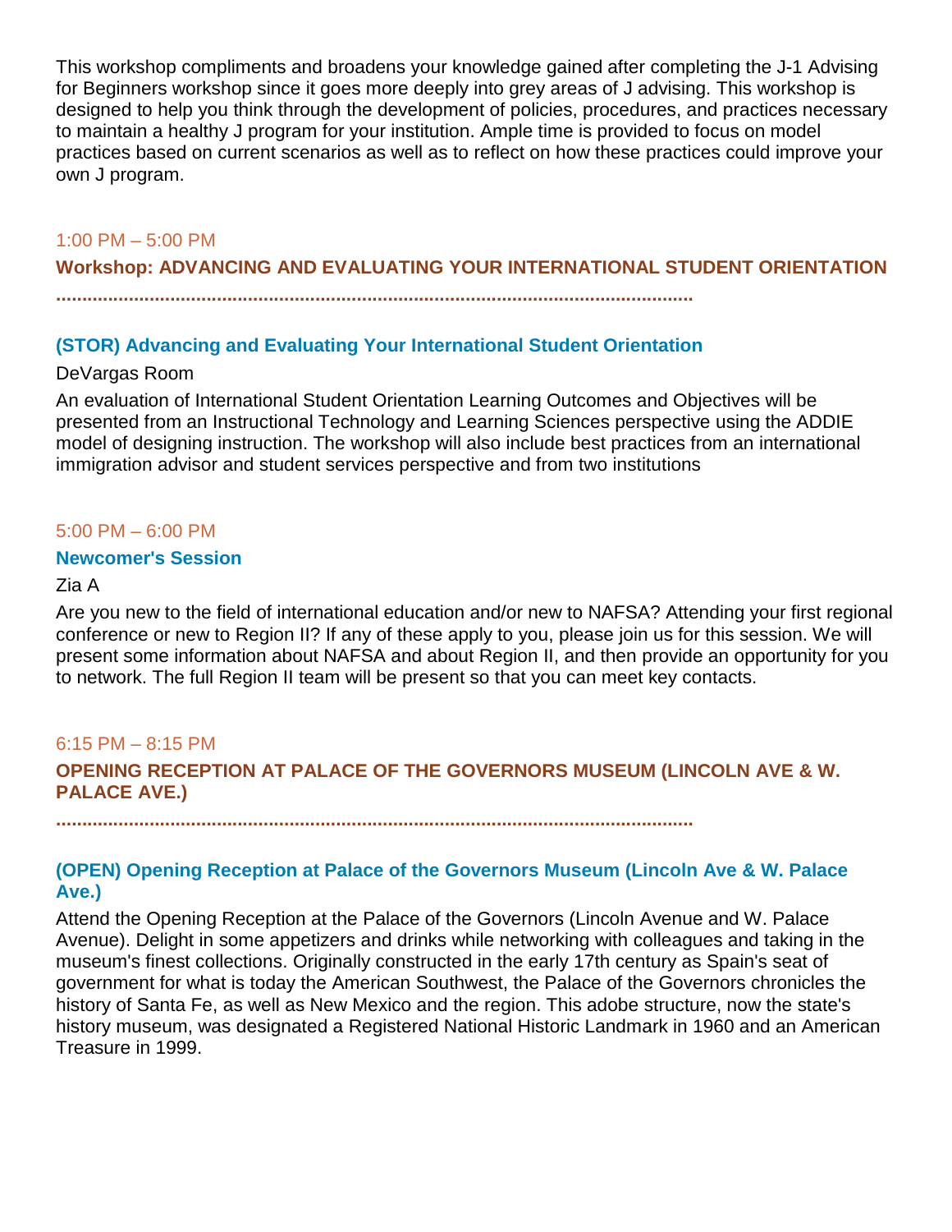This workshop compliments and broadens your knowledge gained after completing the J-1 Advising for Beginners workshop since it goes more deeply into grey areas of J advising. This workshop is designed to help you think through the development of policies, procedures, and practices necessary to maintain a healthy J program for your institution. Ample time is provided to focus on model practices based on current scenarios as well as to reflect on how these practices could improve your own J program.

1:00 PM – 5:00 PM

## Workshop: ADVANCING AND EVALUATING YOUR INTERNATIONAL STUDENT ORIENTATION

### (STOR) Advancing and Evaluating Your International Student Orientation

DeVargas Room

An evaluation of International Student Orientation Learning Outcomes and Objectives will be presented from an Instructional Technology and Learning Sciences perspective using the ADDIE model of designing instruction. The workshop will also include best practices from an international immigration advisor and student services perspective and from two institutions

5:00 PM – 6:00 PM

### Newcomer's Session

Zia A

Are you new to the field of international education and/or new to NAFSA? Attending your first regional conference or new to Region II? If any of these apply to you, please join us for this session. We will present some information about NAFSA and about Region II, and then provide an opportunity for you to network. The full Region II team will be present so that you can meet key contacts.

6:15 PM – 8:15 PM

## OPENING RECEPTION AT PALACE OF THE GOVERNORS MUSEUM (LINCOLN AVE & W. PALACE AVE.)

### (OPEN) Opening Reception at Palace of the Governors Museum (Lincoln Ave & W. Palace Ave.)

Attend the Opening Reception at the Palace of the Governors (Lincoln Avenue and W. Palace Avenue). Delight in some appetizers and drinks while networking with colleagues and taking in the museum's finest collections. Originally constructed in the early 17th century as Spain's seat of government for what is today the American Southwest, the Palace of the Governors chronicles the history of Santa Fe, as well as New Mexico and the region. This adobe structure, now the state's history museum, was designated a Registered National Historic Landmark in 1960 and an American Treasure in 1999.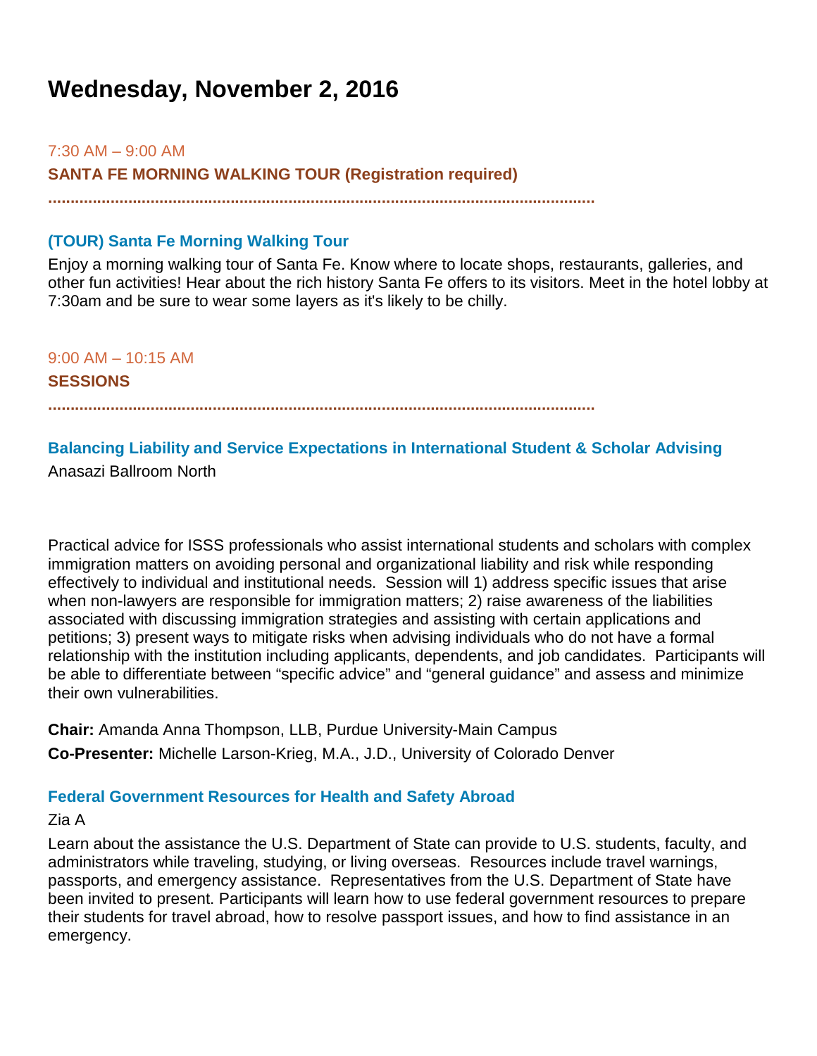# Wednesday, November 2, 2016

7:30 AM – 9:00 AM

**SANTA FE MORNING WALKING TOUR (Registration required)**

### (TOUR) Santa Fe Morning Walking Tour

Enjoy a morning walking tour of Santa Fe. Know where to locate shops, restaurants, galleries, and other fun activities! Hear about the rich history Santa Fe offers to its visitors. Meet in the hotel lobby at 7:30am and be sure to wear some layers as it's likely to be chilly.

9:00 AM – 10:15 AM

**SESSIONS**

### Balancing Liability and Service Expectations in International Student & Scholar Advising

Anasazi Ballroom North

Practical advice for ISSS professionals who assist international students and scholars with complex immigration matters on avoiding personal and organizational liability and risk while responding effectively to individual and institutional needs. Session will 1) address specific issues that arise when non-lawyers are responsible for immigration matters; 2) raise awareness of the liabilities associated with discussing immigration strategies and assisting with certain applications and petitions; 3) present ways to mitigate risks when advising individuals who do not have a formal relationship with the institution including applicants, dependents, and job candidates. Participants will be able to differentiate between "specific advice" and "general guidance" and assess and minimize their own vulnerabilities.

**Chair:** Amanda Anna Thompson, LLB, Purdue University-Main Campus

**Co-Presenter:** Michelle Larson-Krieg, M.A., J.D., University of Colorado Denver

### Federal Government Resources for Health and Safety Abroad

Zia A

Learn about the assistance the U.S. Department of State can provide to U.S. students, faculty, and administrators while traveling, studying, or living overseas. Resources include travel warnings, passports, and emergency assistance. Representatives from the U.S. Department of State have been invited to present. Participants will learn how to use federal government resources to prepare their students for travel abroad, how to resolve passport issues, and how to find assistance in an emergency.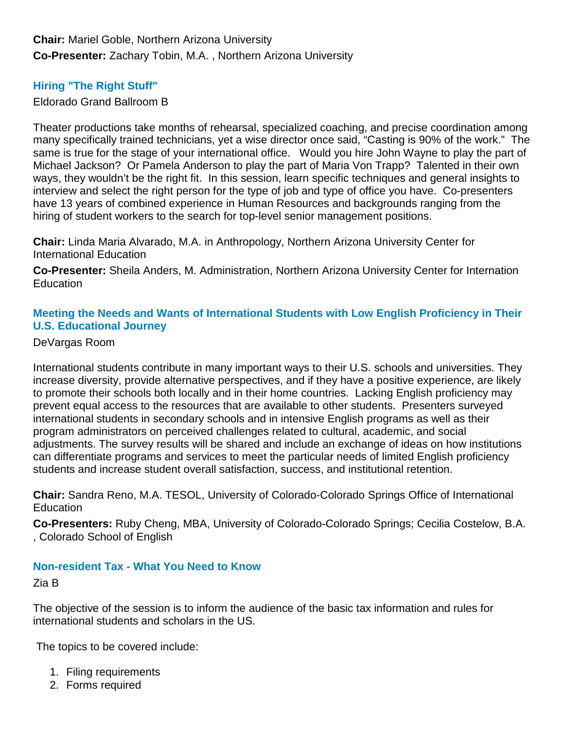**Chair:** Mariel Goble, Northern Arizona University

**Co-Presenter:** Zachary Tobin, M.A. , Northern Arizona University

### Hiring "The Right Stuff"

Eldorado Grand Ballroom B

Theater productions take months of rehearsal, specialized coaching, and precise coordination among many specifically trained technicians, yet a wise director once said, “Casting is 90% of the work.” The same is true for the stage of your international office. Would you hire John Wayne to play the part of Michael Jackson? Or Pamela Anderson to play the part of Maria Von Trapp? Talented in their own ways, they wouldn’t be the right fit. In this session, learn specific techniques and general insights to interview and select the right person for the type of job and type of office you have. Co-presenters have 13 years of combined experience in Human Resources and backgrounds ranging from the hiring of student workers to the search for top-level senior management positions.

**Chair:** Linda Maria Alvarado, M.A. in Anthropology, Northern Arizona University Center for International Education

**Co-Presenter:** Sheila Anders, M. Administration, Northern Arizona University Center for Internation Education

### Meeting the Needs and Wants of International Students with Low English Proficiency in Their U.S. Educational Journey

DeVargas Room

International students contribute in many important ways to their U.S. schools and universities. They increase diversity, provide alternative perspectives, and if they have a positive experience, are likely to promote their schools both locally and in their home countries. Lacking English proficiency may prevent equal access to the resources that are available to other students. Presenters surveyed international students in secondary schools and in intensive English programs as well as their program administrators on perceived challenges related to cultural, academic, and social adjustments. The survey results will be shared and include an exchange of ideas on how institutions can differentiate programs and services to meet the particular needs of limited English proficiency students and increase student overall satisfaction, success, and institutional retention.

**Chair:** Sandra Reno, M.A. TESOL, University of Colorado-Colorado Springs Office of International Education

**Co-Presenters:** Ruby Cheng, MBA, University of Colorado-Colorado Springs; Cecilia Costelow, B.A. , Colorado School of English

### Non-resident Tax - What You Need to Know

Zia B

The objective of the session is to inform the audience of the basic tax information and rules for international students and scholars in the US.

The topics to be covered include:

1. Filing requirements
2. Forms required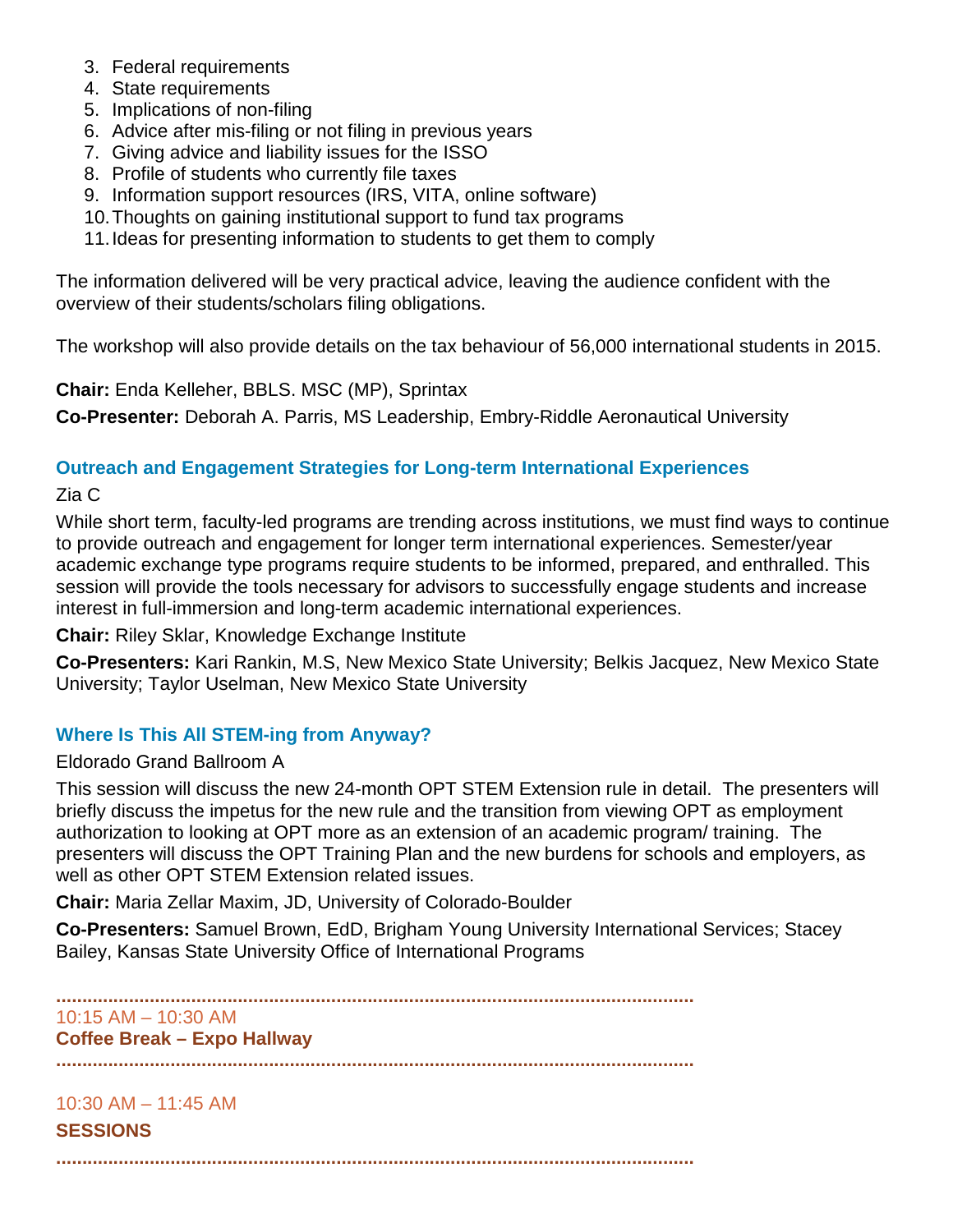3. Federal requirements
4. State requirements
5. Implications of non-filing
6. Advice after mis-filing or not filing in previous years
7. Giving advice and liability issues for the ISSO
8. Profile of students who currently file taxes
9. Information support resources (IRS, VITA, online software)
10. Thoughts on gaining institutional support to fund tax programs
11. Ideas for presenting information to students to get them to comply

The information delivered will be very practical advice, leaving the audience confident with the overview of their students/scholars filing obligations.

The workshop will also provide details on the tax behaviour of 56,000 international students in 2015.

**Chair:** Enda Kelleher, BBLS. MSC (MP), Sprintax

**Co-Presenter:** Deborah A. Parris, MS Leadership, Embry-Riddle Aeronautical University

### Outreach and Engagement Strategies for Long-term International Experiences

Zia C

While short term, faculty-led programs are trending across institutions, we must find ways to continue to provide outreach and engagement for longer term international experiences. Semester/year academic exchange type programs require students to be informed, prepared, and enthralled. This session will provide the tools necessary for advisors to successfully engage students and increase interest in full-immersion and long-term academic international experiences.

**Chair:** Riley Sklar, Knowledge Exchange Institute

**Co-Presenters:** Kari Rankin, M.S, New Mexico State University; Belkis Jacquez, New Mexico State University; Taylor Uselman, New Mexico State University

### Where Is This All STEM-ing from Anyway?

Eldorado Grand Ballroom A

This session will discuss the new 24-month OPT STEM Extension rule in detail. The presenters will briefly discuss the impetus for the new rule and the transition from viewing OPT as employment authorization to looking at OPT more as an extension of an academic program/ training. The presenters will discuss the OPT Training Plan and the new burdens for schools and employers, as well as other OPT STEM Extension related issues.

**Chair:** Maria Zellar Maxim, JD, University of Colorado-Boulder

**Co-Presenters:** Samuel Brown, EdD, Brigham Young University International Services; Stacey Bailey, Kansas State University Office of International Programs

---

10:15 AM – 10:30 AM

**Coffee Break – Expo Hallway**

---

10:30 AM – 11:45 AM

**SESSIONS**

---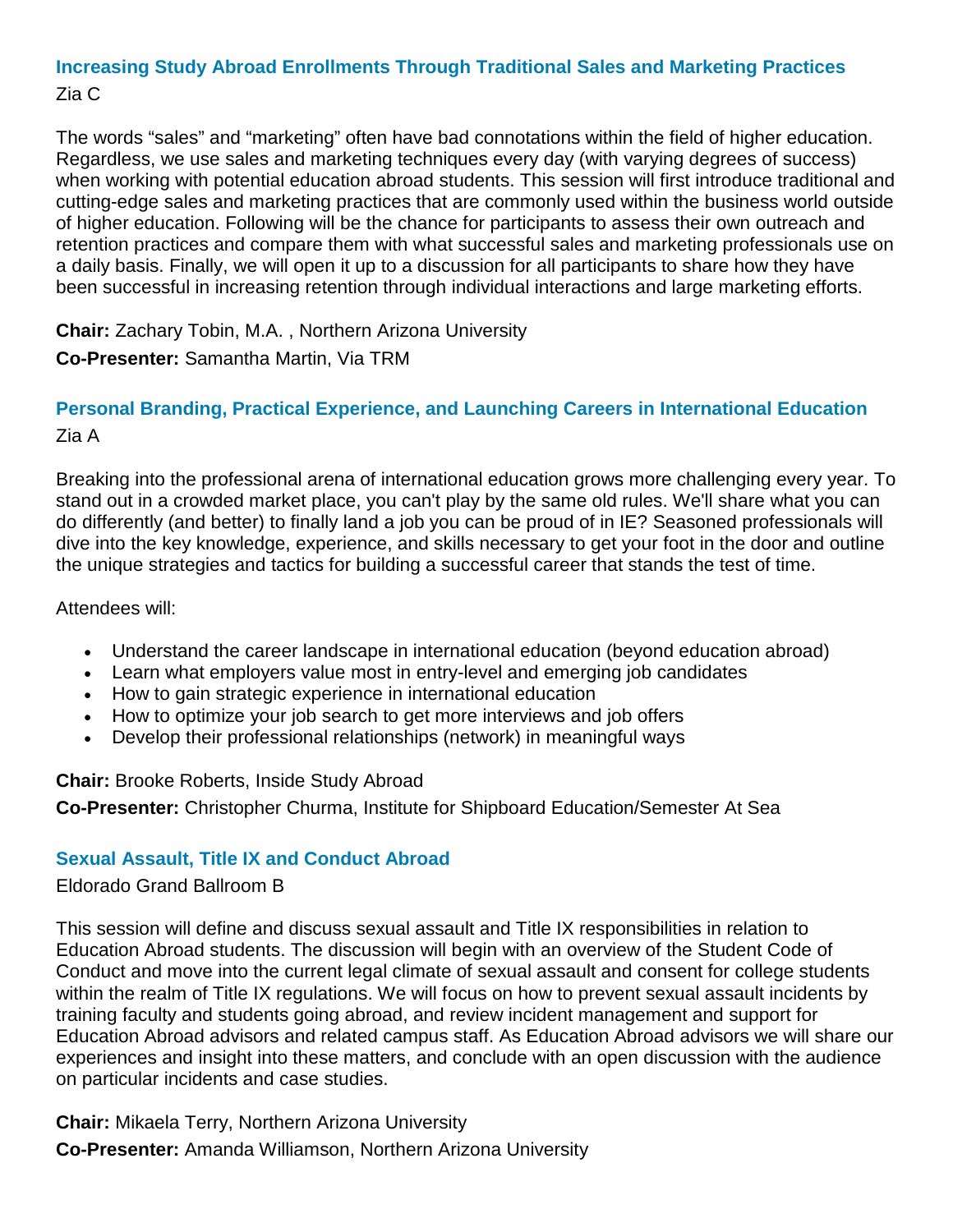### Increasing Study Abroad Enrollments Through Traditional Sales and Marketing Practices

Zia C

The words “sales” and “marketing” often have bad connotations within the field of higher education. Regardless, we use sales and marketing techniques every day (with varying degrees of success) when working with potential education abroad students. This session will first introduce traditional and cutting-edge sales and marketing practices that are commonly used within the business world outside of higher education. Following will be the chance for participants to assess their own outreach and retention practices and compare them with what successful sales and marketing professionals use on a daily basis. Finally, we will open it up to a discussion for all participants to share how they have been successful in increasing retention through individual interactions and large marketing efforts.

**Chair:** Zachary Tobin, M.A. , Northern Arizona University

**Co-Presenter:** Samantha Martin, Via TRM

### Personal Branding, Practical Experience, and Launching Careers in International Education

Zia A

Breaking into the professional arena of international education grows more challenging every year. To stand out in a crowded market place, you can't play by the same old rules. We'll share what you can do differently (and better) to finally land a job you can be proud of in IE? Seasoned professionals will dive into the key knowledge, experience, and skills necessary to get your foot in the door and outline the unique strategies and tactics for building a successful career that stands the test of time.

Attendees will:

- Understand the career landscape in international education (beyond education abroad)
- Learn what employers value most in entry-level and emerging job candidates
- How to gain strategic experience in international education
- How to optimize your job search to get more interviews and job offers
- Develop their professional relationships (network) in meaningful ways

**Chair:** Brooke Roberts, Inside Study Abroad

**Co-Presenter:** Christopher Churma, Institute for Shipboard Education/Semester At Sea

### Sexual Assault, Title IX and Conduct Abroad

Eldorado Grand Ballroom B

This session will define and discuss sexual assault and Title IX responsibilities in relation to Education Abroad students. The discussion will begin with an overview of the Student Code of Conduct and move into the current legal climate of sexual assault and consent for college students within the realm of Title IX regulations. We will focus on how to prevent sexual assault incidents by training faculty and students going abroad, and review incident management and support for Education Abroad advisors and related campus staff. As Education Abroad advisors we will share our experiences and insight into these matters, and conclude with an open discussion with the audience on particular incidents and case studies.

**Chair:** Mikaela Terry, Northern Arizona University

**Co-Presenter:** Amanda Williamson, Northern Arizona University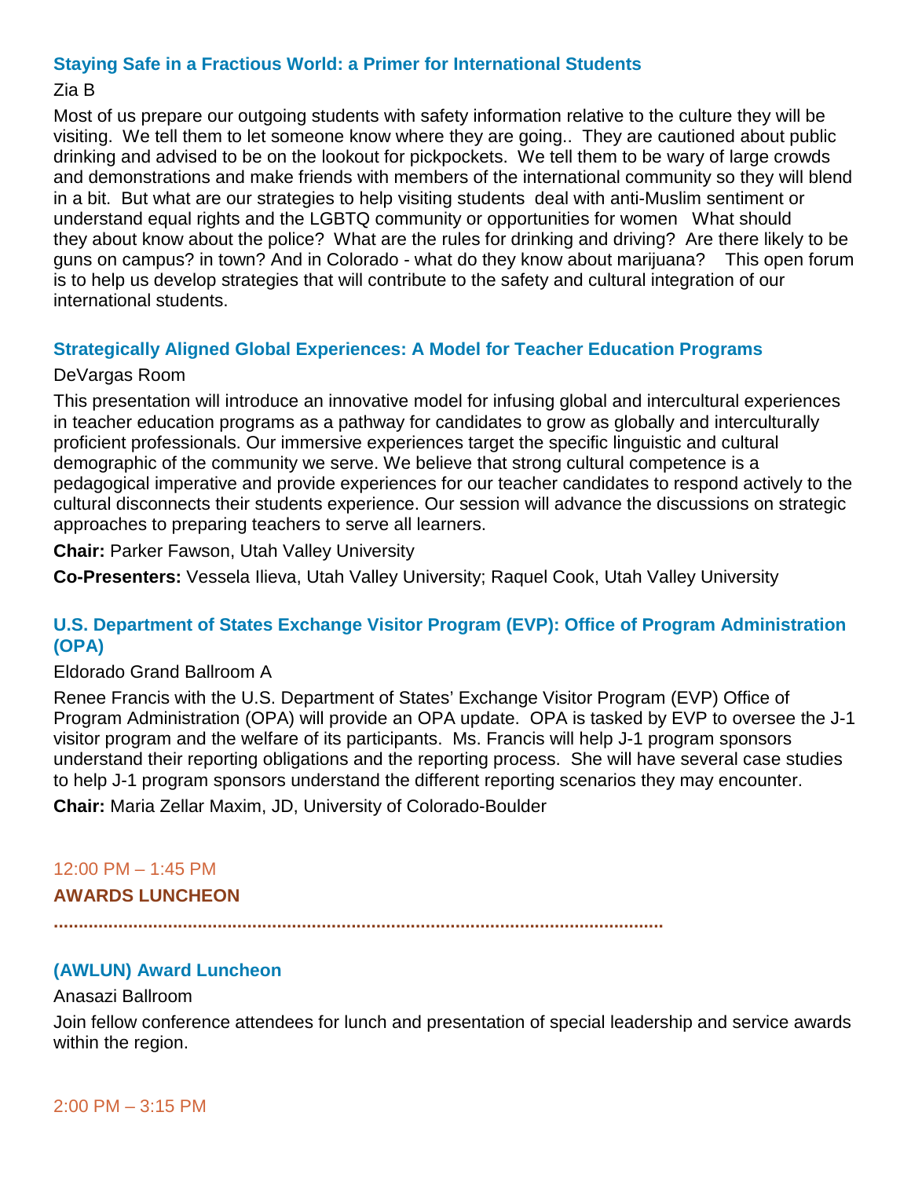### Staying Safe in a Fractious World: a Primer for International Students

Zia B

Most of us prepare our outgoing students with safety information relative to the culture they will be visiting. We tell them to let someone know where they are going.. They are cautioned about public drinking and advised to be on the lookout for pickpockets. We tell them to be wary of large crowds and demonstrations and make friends with members of the international community so they will blend in a bit. But what are our strategies to help visiting students deal with anti-Muslim sentiment or understand equal rights and the LGBTQ community or opportunities for women What should they about know about the police? What are the rules for drinking and driving? Are there likely to be guns on campus? in town? And in Colorado - what do they know about marijuana? This open forum is to help us develop strategies that will contribute to the safety and cultural integration of our international students.

### Strategically Aligned Global Experiences: A Model for Teacher Education Programs

DeVargas Room

This presentation will introduce an innovative model for infusing global and intercultural experiences in teacher education programs as a pathway for candidates to grow as globally and interculturally proficient professionals. Our immersive experiences target the specific linguistic and cultural demographic of the community we serve. We believe that strong cultural competence is a pedagogical imperative and provide experiences for our teacher candidates to respond actively to the cultural disconnects their students experience. Our session will advance the discussions on strategic approaches to preparing teachers to serve all learners.

**Chair:** Parker Fawson, Utah Valley University

**Co-Presenters:** Vessela Ilieva, Utah Valley University; Raquel Cook, Utah Valley University

### U.S. Department of States Exchange Visitor Program (EVP): Office of Program Administration (OPA)

Eldorado Grand Ballroom A

Renee Francis with the U.S. Department of States' Exchange Visitor Program (EVP) Office of Program Administration (OPA) will provide an OPA update. OPA is tasked by EVP to oversee the J-1 visitor program and the welfare of its participants. Ms. Francis will help J-1 program sponsors understand their reporting obligations and the reporting process. She will have several case studies to help J-1 program sponsors understand the different reporting scenarios they may encounter.

**Chair:** Maria Zellar Maxim, JD, University of Colorado-Boulder

12:00 PM – 1:45 PM

## AWARDS LUNCHEON

### (AWLUN) Award Luncheon

Anasazi Ballroom

Join fellow conference attendees for lunch and presentation of special leadership and service awards within the region.

2:00 PM – 3:15 PM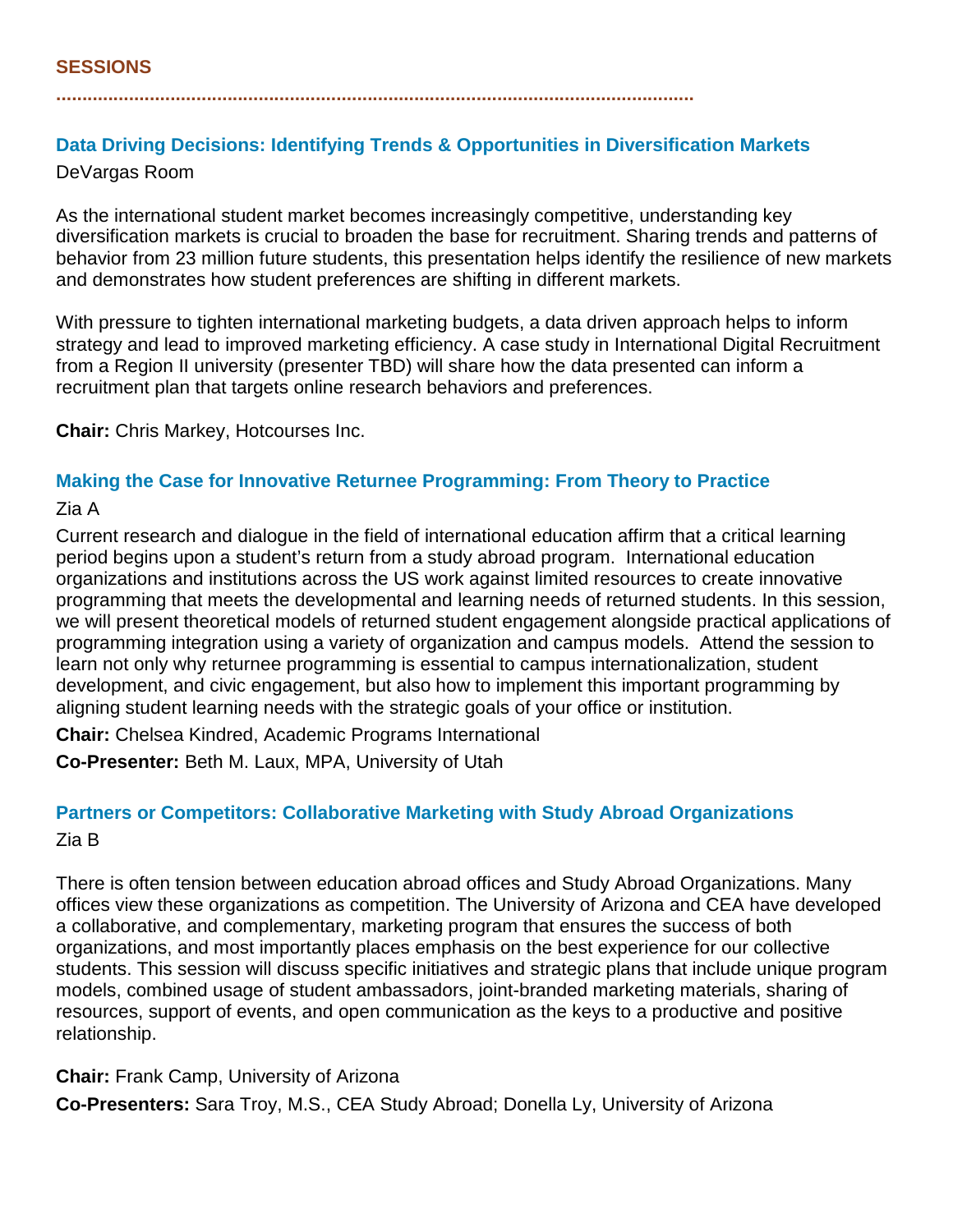## SESSIONS

### Data Driving Decisions: Identifying Trends & Opportunities in Diversification Markets

DeVargas Room

As the international student market becomes increasingly competitive, understanding key diversification markets is crucial to broaden the base for recruitment. Sharing trends and patterns of behavior from 23 million future students, this presentation helps identify the resilience of new markets and demonstrates how student preferences are shifting in different markets.

With pressure to tighten international marketing budgets, a data driven approach helps to inform strategy and lead to improved marketing efficiency. A case study in International Digital Recruitment from a Region II university (presenter TBD) will share how the data presented can inform a recruitment plan that targets online research behaviors and preferences.

**Chair:** Chris Markey, Hotcourses Inc.

### Making the Case for Innovative Returnee Programming: From Theory to Practice

Zia A

Current research and dialogue in the field of international education affirm that a critical learning period begins upon a student's return from a study abroad program. International education organizations and institutions across the US work against limited resources to create innovative programming that meets the developmental and learning needs of returned students. In this session, we will present theoretical models of returned student engagement alongside practical applications of programming integration using a variety of organization and campus models. Attend the session to learn not only why returnee programming is essential to campus internationalization, student development, and civic engagement, but also how to implement this important programming by aligning student learning needs with the strategic goals of your office or institution.

**Chair:** Chelsea Kindred, Academic Programs International

**Co-Presenter:** Beth M. Laux, MPA, University of Utah

### Partners or Competitors: Collaborative Marketing with Study Abroad Organizations

Zia B

There is often tension between education abroad offices and Study Abroad Organizations. Many offices view these organizations as competition. The University of Arizona and CEA have developed a collaborative, and complementary, marketing program that ensures the success of both organizations, and most importantly places emphasis on the best experience for our collective students. This session will discuss specific initiatives and strategic plans that include unique program models, combined usage of student ambassadors, joint-branded marketing materials, sharing of resources, support of events, and open communication as the keys to a productive and positive relationship.

**Chair:** Frank Camp, University of Arizona

**Co-Presenters:** Sara Troy, M.S., CEA Study Abroad; Donella Ly, University of Arizona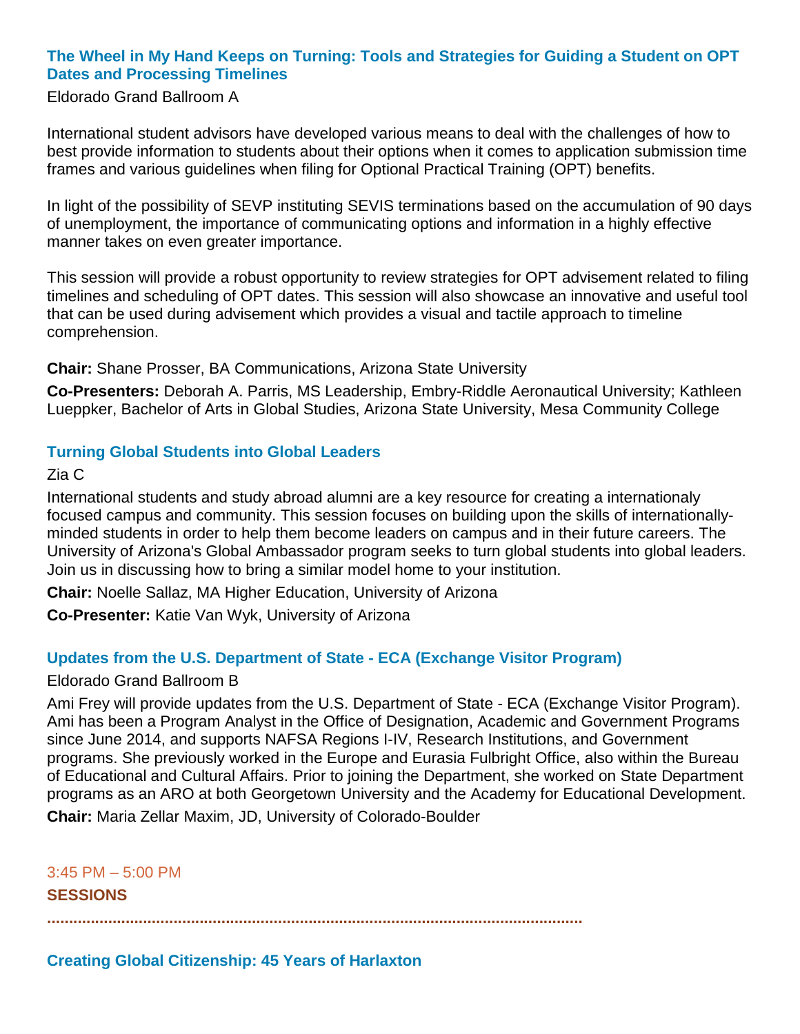### The Wheel in My Hand Keeps on Turning: Tools and Strategies for Guiding a Student on OPT Dates and Processing Timelines

Eldorado Grand Ballroom A

International student advisors have developed various means to deal with the challenges of how to best provide information to students about their options when it comes to application submission time frames and various guidelines when filing for Optional Practical Training (OPT) benefits.

In light of the possibility of SEVP instituting SEVIS terminations based on the accumulation of 90 days of unemployment, the importance of communicating options and information in a highly effective manner takes on even greater importance.

This session will provide a robust opportunity to review strategies for OPT advisement related to filing timelines and scheduling of OPT dates. This session will also showcase an innovative and useful tool that can be used during advisement which provides a visual and tactile approach to timeline comprehension.

**Chair:** Shane Prosser, BA Communications, Arizona State University

**Co-Presenters:** Deborah A. Parris, MS Leadership, Embry-Riddle Aeronautical University; Kathleen Lueppker, Bachelor of Arts in Global Studies, Arizona State University, Mesa Community College

### Turning Global Students into Global Leaders

Zia C

International students and study abroad alumni are a key resource for creating a internationaly focused campus and community. This session focuses on building upon the skills of internationally-minded students in order to help them become leaders on campus and in their future careers. The University of Arizona's Global Ambassador program seeks to turn global students into global leaders. Join us in discussing how to bring a similar model home to your institution.

**Chair:** Noelle Sallaz, MA Higher Education, University of Arizona

**Co-Presenter:** Katie Van Wyk, University of Arizona

### Updates from the U.S. Department of State - ECA (Exchange Visitor Program)

Eldorado Grand Ballroom B

Ami Frey will provide updates from the U.S. Department of State - ECA (Exchange Visitor Program). Ami has been a Program Analyst in the Office of Designation, Academic and Government Programs since June 2014, and supports NAFSA Regions I-IV, Research Institutions, and Government programs. She previously worked in the Europe and Eurasia Fulbright Office, also within the Bureau of Educational and Cultural Affairs. Prior to joining the Department, she worked on State Department programs as an ARO at both Georgetown University and the Academy for Educational Development.

**Chair:** Maria Zellar Maxim, JD, University of Colorado-Boulder

3:45 PM – 5:00 PM

## SESSIONS

### Creating Global Citizenship: 45 Years of Harlaxton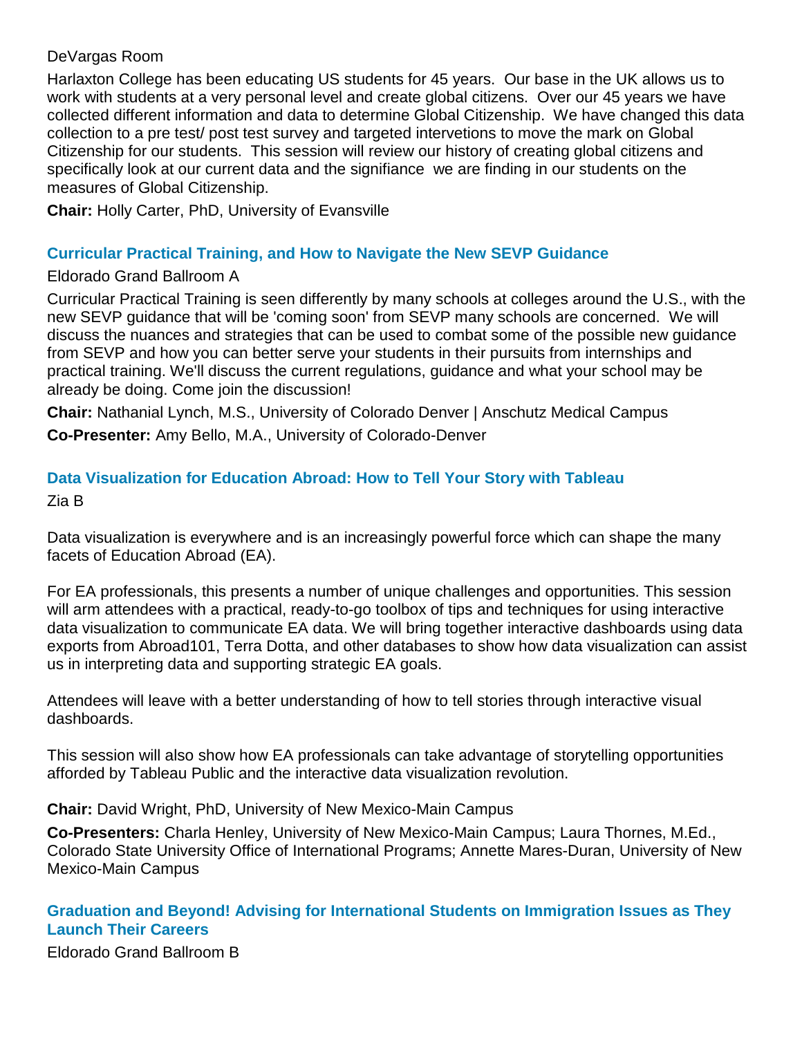DeVargas Room

Harlaxton College has been educating US students for 45 years.  Our base in the UK allows us to work with students at a very personal level and create global citizens.  Over our 45 years we have collected different information and data to determine Global Citizenship.  We have changed this data collection to a pre test/ post test survey and targeted intervetions to move the mark on Global Citizenship for our students.  This session will review our history of creating global citizens and specifically look at our current data and the signifiance  we are finding in our students on the measures of Global Citizenship.

**Chair:** Holly Carter, PhD, University of Evansville

### Curricular Practical Training, and How to Navigate the New SEVP Guidance

Eldorado Grand Ballroom A

Curricular Practical Training is seen differently by many schools at colleges around the U.S., with the new SEVP guidance that will be 'coming soon' from SEVP many schools are concerned.  We will discuss the nuances and strategies that can be used to combat some of the possible new guidance from SEVP and how you can better serve your students in their pursuits from internships and practical training. We'll discuss the current regulations, guidance and what your school may be already be doing. Come join the discussion!

**Chair:** Nathanial Lynch, M.S., University of Colorado Denver | Anschutz Medical Campus

**Co-Presenter:** Amy Bello, M.A., University of Colorado-Denver

### Data Visualization for Education Abroad: How to Tell Your Story with Tableau

Zia B

Data visualization is everywhere and is an increasingly powerful force which can shape the many facets of Education Abroad (EA).

For EA professionals, this presents a number of unique challenges and opportunities. This session will arm attendees with a practical, ready-to-go toolbox of tips and techniques for using interactive data visualization to communicate EA data. We will bring together interactive dashboards using data exports from Abroad101, Terra Dotta, and other databases to show how data visualization can assist us in interpreting data and supporting strategic EA goals.

Attendees will leave with a better understanding of how to tell stories through interactive visual dashboards.

This session will also show how EA professionals can take advantage of storytelling opportunities afforded by Tableau Public and the interactive data visualization revolution.

**Chair:** David Wright, PhD, University of New Mexico-Main Campus

**Co-Presenters:** Charla Henley, University of New Mexico-Main Campus; Laura Thornes, M.Ed., Colorado State University Office of International Programs; Annette Mares-Duran, University of New Mexico-Main Campus

### Graduation and Beyond! Advising for International Students on Immigration Issues as They Launch Their Careers

Eldorado Grand Ballroom B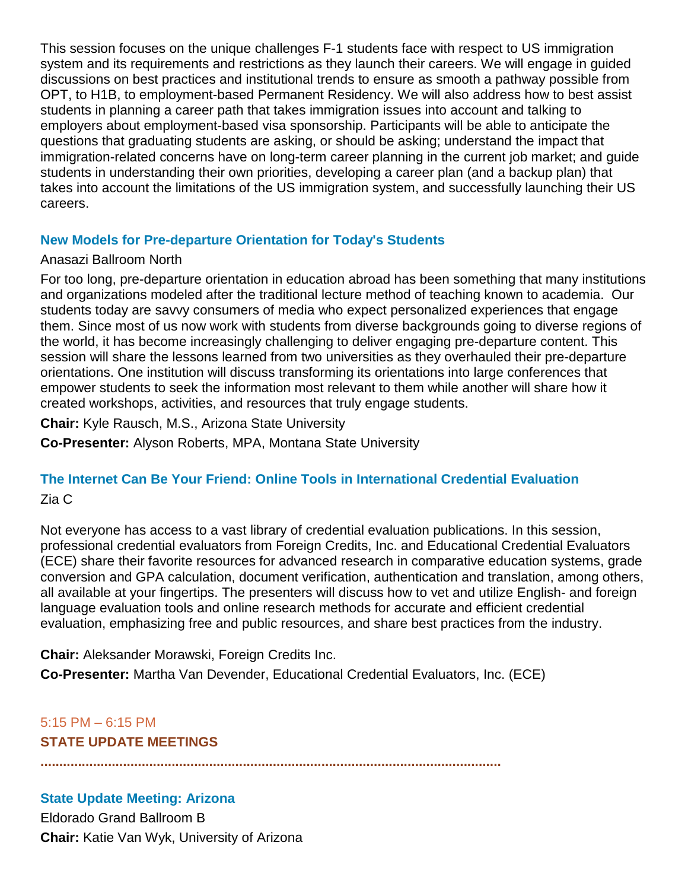This session focuses on the unique challenges F-1 students face with respect to US immigration system and its requirements and restrictions as they launch their careers. We will engage in guided discussions on best practices and institutional trends to ensure as smooth a pathway possible from OPT, to H1B, to employment-based Permanent Residency. We will also address how to best assist students in planning a career path that takes immigration issues into account and talking to employers about employment-based visa sponsorship. Participants will be able to anticipate the questions that graduating students are asking, or should be asking; understand the impact that immigration-related concerns have on long-term career planning in the current job market; and guide students in understanding their own priorities, developing a career plan (and a backup plan) that takes into account the limitations of the US immigration system, and successfully launching their US careers.

### New Models for Pre-departure Orientation for Today's Students

Anasazi Ballroom North

For too long, pre-departure orientation in education abroad has been something that many institutions and organizations modeled after the traditional lecture method of teaching known to academia. Our students today are savvy consumers of media who expect personalized experiences that engage them. Since most of us now work with students from diverse backgrounds going to diverse regions of the world, it has become increasingly challenging to deliver engaging pre-departure content. This session will share the lessons learned from two universities as they overhauled their pre-departure orientations. One institution will discuss transforming its orientations into large conferences that empower students to seek the information most relevant to them while another will share how it created workshops, activities, and resources that truly engage students.

**Chair:** Kyle Rausch, M.S., Arizona State University

**Co-Presenter:** Alyson Roberts, MPA, Montana State University

### The Internet Can Be Your Friend: Online Tools in International Credential Evaluation

Zia C

Not everyone has access to a vast library of credential evaluation publications. In this session, professional credential evaluators from Foreign Credits, Inc. and Educational Credential Evaluators (ECE) share their favorite resources for advanced research in comparative education systems, grade conversion and GPA calculation, document verification, authentication and translation, among others, all available at your fingertips. The presenters will discuss how to vet and utilize English- and foreign language evaluation tools and online research methods for accurate and efficient credential evaluation, emphasizing free and public resources, and share best practices from the industry.

**Chair:** Aleksander Morawski, Foreign Credits Inc.

**Co-Presenter:** Martha Van Devender, Educational Credential Evaluators, Inc. (ECE)

5:15 PM – 6:15 PM

## STATE UPDATE MEETINGS

### State Update Meeting: Arizona

Eldorado Grand Ballroom B

**Chair:** Katie Van Wyk, University of Arizona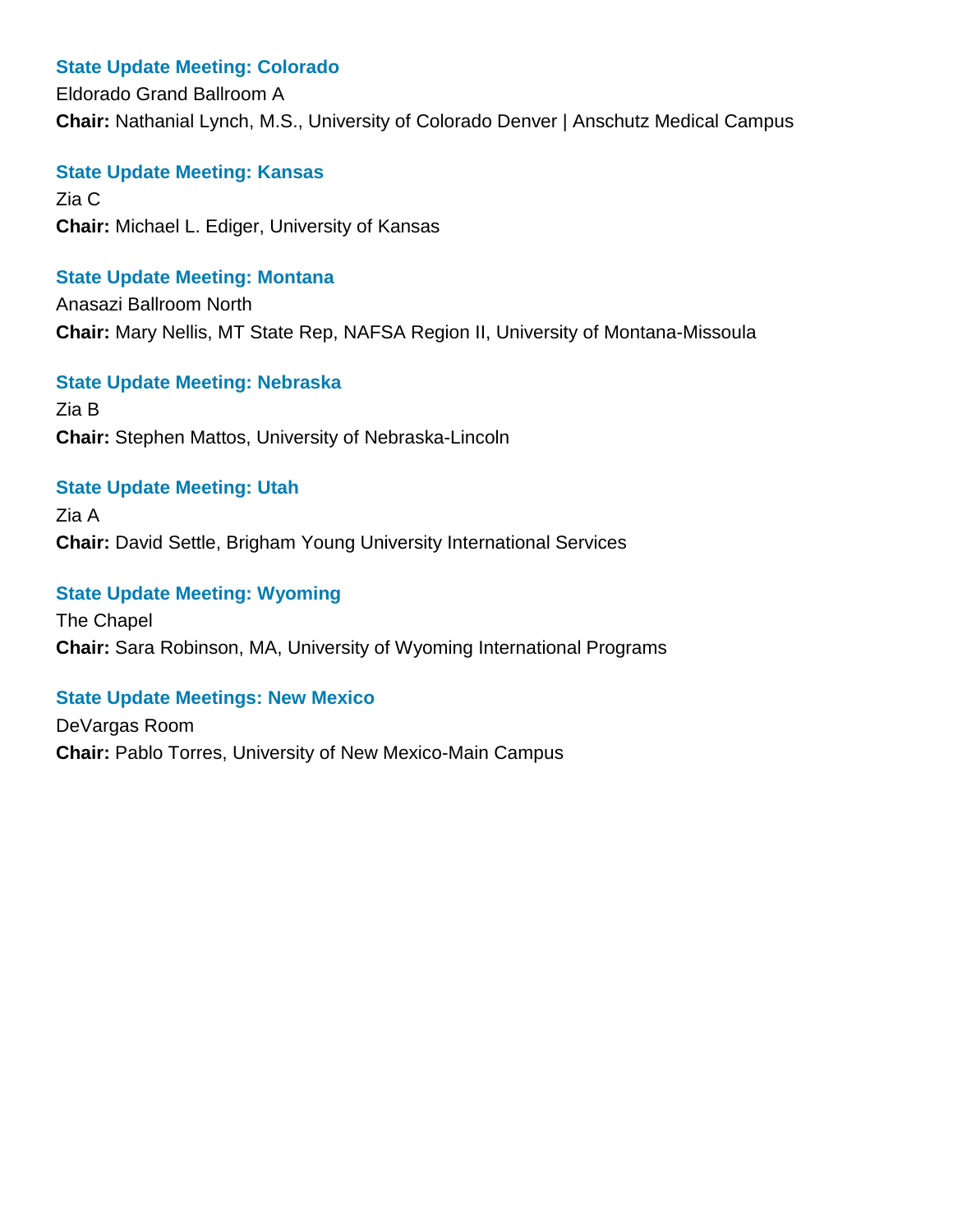### State Update Meeting: Colorado

Eldorado Grand Ballroom A

**Chair:** Nathanial Lynch, M.S., University of Colorado Denver | Anschutz Medical Campus

### State Update Meeting: Kansas

Zia C

**Chair:** Michael L. Ediger, University of Kansas

### State Update Meeting: Montana

Anasazi Ballroom North

**Chair:** Mary Nellis, MT State Rep, NAFSA Region II, University of Montana-Missoula

### State Update Meeting: Nebraska

Zia B

**Chair:** Stephen Mattos, University of Nebraska-Lincoln

### State Update Meeting: Utah

Zia A

**Chair:** David Settle, Brigham Young University International Services

### State Update Meeting: Wyoming

The Chapel

**Chair:** Sara Robinson, MA, University of Wyoming International Programs

### State Update Meetings: New Mexico

DeVargas Room

**Chair:** Pablo Torres, University of New Mexico-Main Campus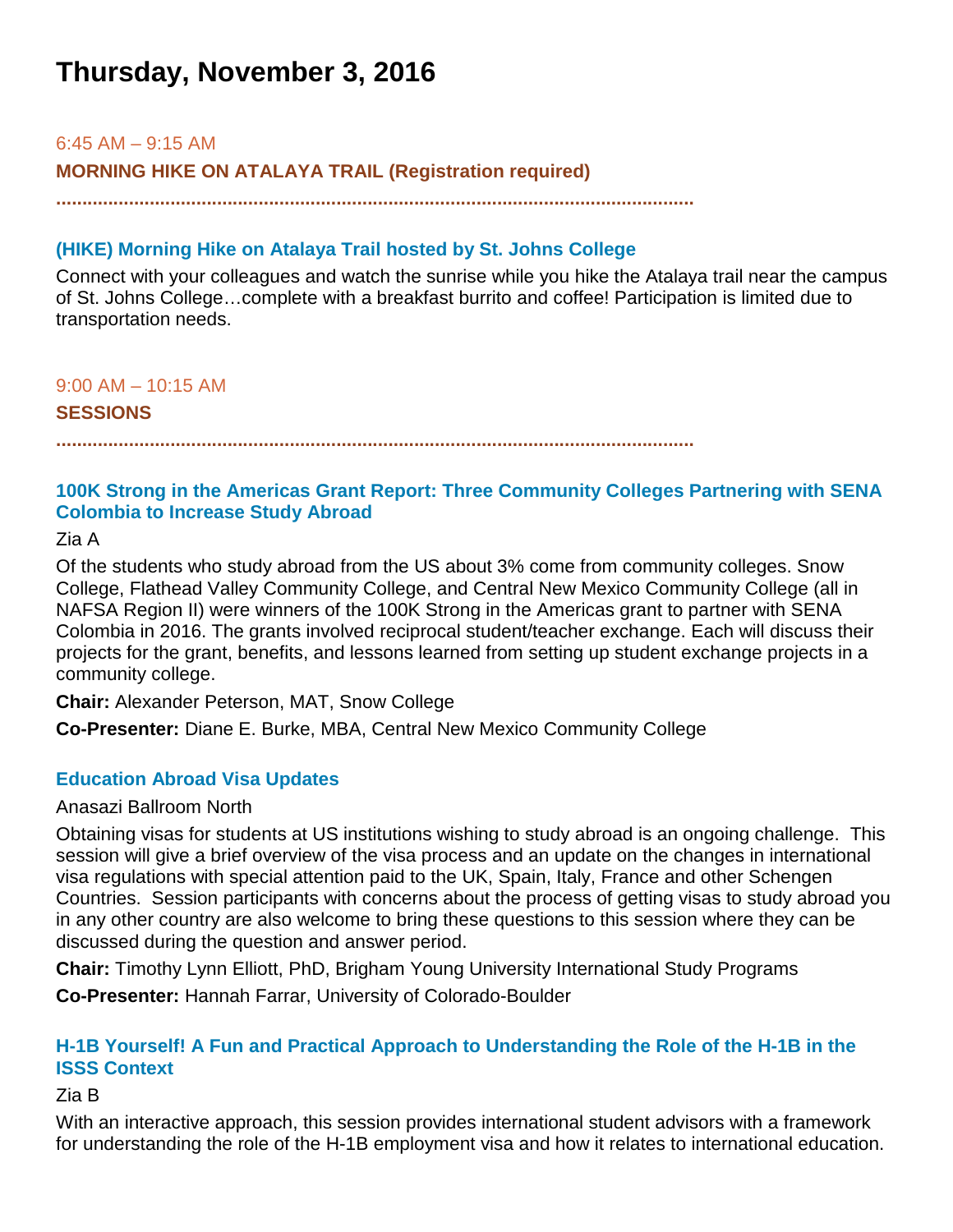# Thursday, November 3, 2016

6:45 AM – 9:15 AM

**MORNING HIKE ON ATALAYA TRAIL (Registration required)**

### (HIKE) Morning Hike on Atalaya Trail hosted by St. Johns College

Connect with your colleagues and watch the sunrise while you hike the Atalaya trail near the campus of St. Johns College…complete with a breakfast burrito and coffee! Participation is limited due to transportation needs.

9:00 AM – 10:15 AM

**SESSIONS**

### 100K Strong in the Americas Grant Report: Three Community Colleges Partnering with SENA Colombia to Increase Study Abroad

Zia A

Of the students who study abroad from the US about 3% come from community colleges. Snow College, Flathead Valley Community College, and Central New Mexico Community College (all in NAFSA Region II) were winners of the 100K Strong in the Americas grant to partner with SENA Colombia in 2016. The grants involved reciprocal student/teacher exchange. Each will discuss their projects for the grant, benefits, and lessons learned from setting up student exchange projects in a community college.

**Chair:** Alexander Peterson, MAT, Snow College

**Co-Presenter:** Diane E. Burke, MBA, Central New Mexico Community College

### Education Abroad Visa Updates

Anasazi Ballroom North

Obtaining visas for students at US institutions wishing to study abroad is an ongoing challenge. This session will give a brief overview of the visa process and an update on the changes in international visa regulations with special attention paid to the UK, Spain, Italy, France and other Schengen Countries. Session participants with concerns about the process of getting visas to study abroad you in any other country are also welcome to bring these questions to this session where they can be discussed during the question and answer period.

**Chair:** Timothy Lynn Elliott, PhD, Brigham Young University International Study Programs

**Co-Presenter:** Hannah Farrar, University of Colorado-Boulder

### H-1B Yourself! A Fun and Practical Approach to Understanding the Role of the H-1B in the ISSS Context

Zia B

With an interactive approach, this session provides international student advisors with a framework for understanding the role of the H-1B employment visa and how it relates to international education.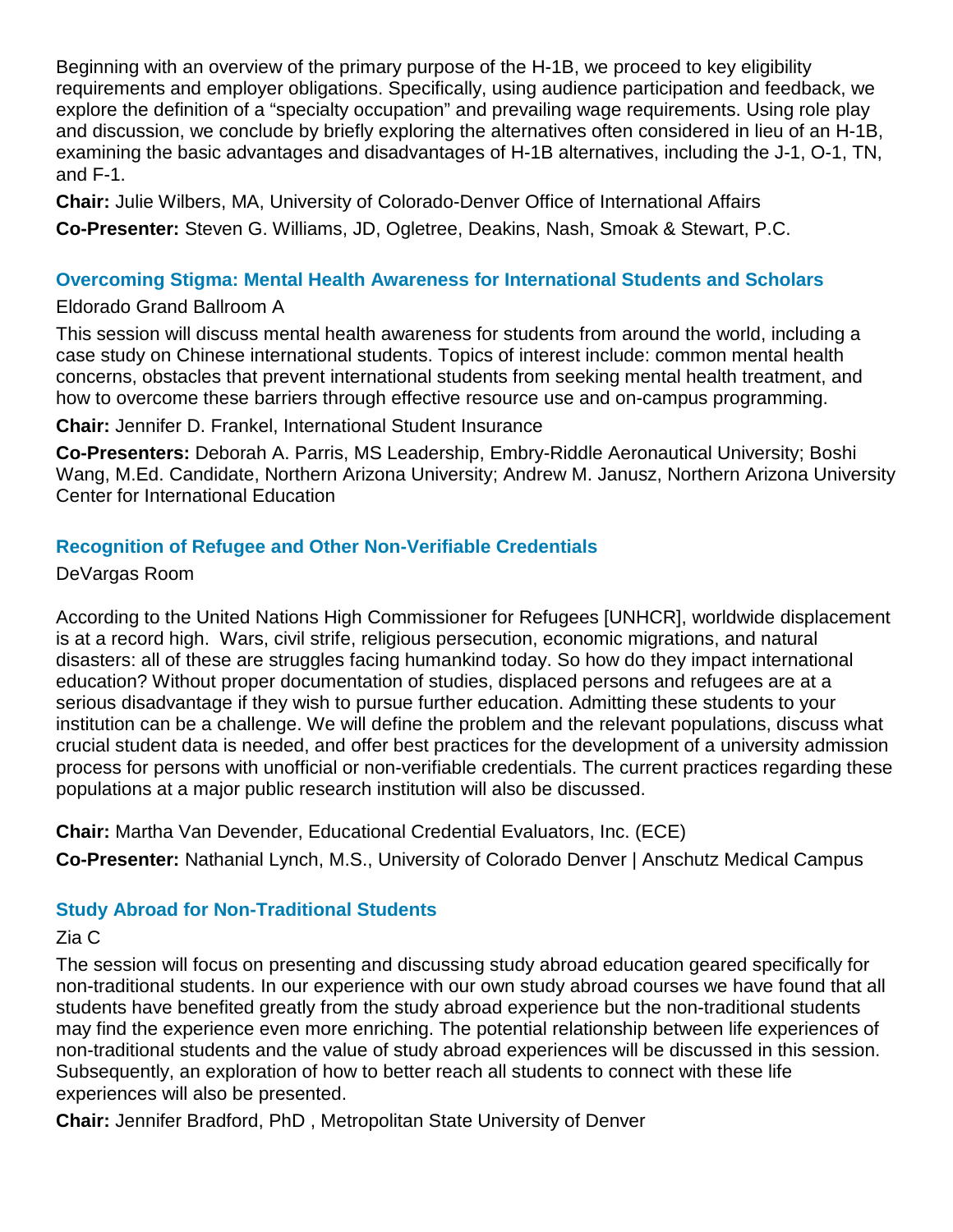Beginning with an overview of the primary purpose of the H-1B, we proceed to key eligibility requirements and employer obligations. Specifically, using audience participation and feedback, we explore the definition of a “specialty occupation” and prevailing wage requirements. Using role play and discussion, we conclude by briefly exploring the alternatives often considered in lieu of an H-1B, examining the basic advantages and disadvantages of H-1B alternatives, including the J-1, O-1, TN, and F-1.

**Chair:** Julie Wilbers, MA, University of Colorado-Denver Office of International Affairs

**Co-Presenter:** Steven G. Williams, JD, Ogletree, Deakins, Nash, Smoak & Stewart, P.C.

### Overcoming Stigma: Mental Health Awareness for International Students and Scholars

Eldorado Grand Ballroom A

This session will discuss mental health awareness for students from around the world, including a case study on Chinese international students. Topics of interest include: common mental health concerns, obstacles that prevent international students from seeking mental health treatment, and how to overcome these barriers through effective resource use and on-campus programming.

**Chair:** Jennifer D. Frankel, International Student Insurance

**Co-Presenters:** Deborah A. Parris, MS Leadership, Embry-Riddle Aeronautical University; Boshi Wang, M.Ed. Candidate, Northern Arizona University; Andrew M. Janusz, Northern Arizona University Center for International Education

### Recognition of Refugee and Other Non-Verifiable Credentials

DeVargas Room

According to the United Nations High Commissioner for Refugees [UNHCR], worldwide displacement is at a record high. Wars, civil strife, religious persecution, economic migrations, and natural disasters: all of these are struggles facing humankind today. So how do they impact international education? Without proper documentation of studies, displaced persons and refugees are at a serious disadvantage if they wish to pursue further education. Admitting these students to your institution can be a challenge. We will define the problem and the relevant populations, discuss what crucial student data is needed, and offer best practices for the development of a university admission process for persons with unofficial or non-verifiable credentials. The current practices regarding these populations at a major public research institution will also be discussed.

**Chair:** Martha Van Devender, Educational Credential Evaluators, Inc. (ECE)

**Co-Presenter:** Nathanial Lynch, M.S., University of Colorado Denver | Anschutz Medical Campus

### Study Abroad for Non-Traditional Students

Zia C

The session will focus on presenting and discussing study abroad education geared specifically for non-traditional students. In our experience with our own study abroad courses we have found that all students have benefited greatly from the study abroad experience but the non-traditional students may find the experience even more enriching. The potential relationship between life experiences of non-traditional students and the value of study abroad experiences will be discussed in this session. Subsequently, an exploration of how to better reach all students to connect with these life experiences will also be presented.

**Chair:** Jennifer Bradford, PhD , Metropolitan State University of Denver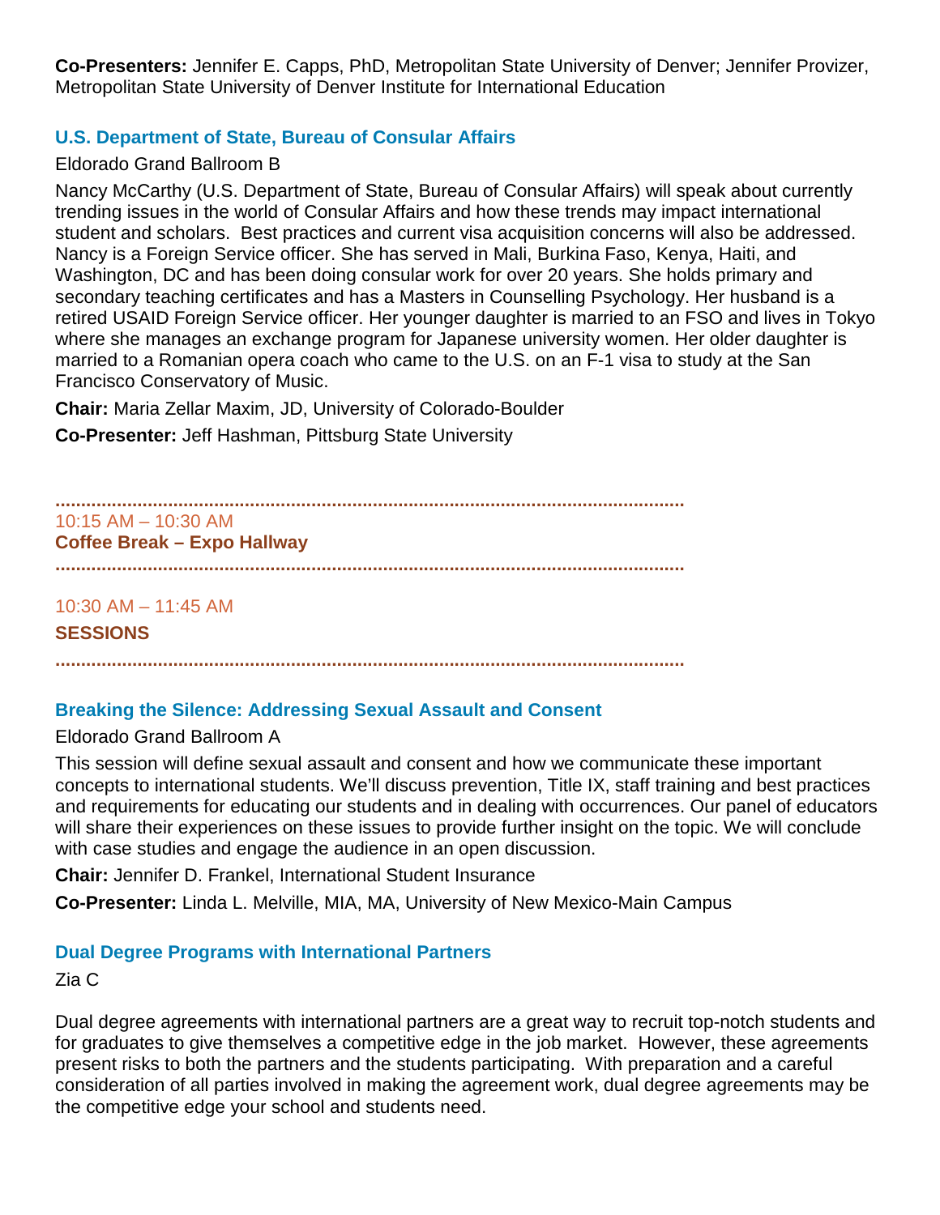**Co-Presenters:** Jennifer E. Capps, PhD, Metropolitan State University of Denver; Jennifer Provizer, Metropolitan State University of Denver Institute for International Education

### U.S. Department of State, Bureau of Consular Affairs

Eldorado Grand Ballroom B

Nancy McCarthy (U.S. Department of State, Bureau of Consular Affairs) will speak about currently trending issues in the world of Consular Affairs and how these trends may impact international student and scholars. Best practices and current visa acquisition concerns will also be addressed. Nancy is a Foreign Service officer. She has served in Mali, Burkina Faso, Kenya, Haiti, and Washington, DC and has been doing consular work for over 20 years. She holds primary and secondary teaching certificates and has a Masters in Counselling Psychology. Her husband is a retired USAID Foreign Service officer. Her younger daughter is married to an FSO and lives in Tokyo where she manages an exchange program for Japanese university women. Her older daughter is married to a Romanian opera coach who came to the U.S. on an F-1 visa to study at the San Francisco Conservatory of Music.

**Chair:** Maria Zellar Maxim, JD, University of Colorado-Boulder

**Co-Presenter:** Jeff Hashman, Pittsburg State University

---

10:15 AM – 10:30 AM

**Coffee Break – Expo Hallway**

---

10:30 AM – 11:45 AM

**SESSIONS**

---

### Breaking the Silence: Addressing Sexual Assault and Consent

Eldorado Grand Ballroom A

This session will define sexual assault and consent and how we communicate these important concepts to international students. We'll discuss prevention, Title IX, staff training and best practices and requirements for educating our students and in dealing with occurrences. Our panel of educators will share their experiences on these issues to provide further insight on the topic. We will conclude with case studies and engage the audience in an open discussion.

**Chair:** Jennifer D. Frankel, International Student Insurance

**Co-Presenter:** Linda L. Melville, MIA, MA, University of New Mexico-Main Campus

### Dual Degree Programs with International Partners

Zia C

Dual degree agreements with international partners are a great way to recruit top-notch students and for graduates to give themselves a competitive edge in the job market. However, these agreements present risks to both the partners and the students participating. With preparation and a careful consideration of all parties involved in making the agreement work, dual degree agreements may be the competitive edge your school and students need.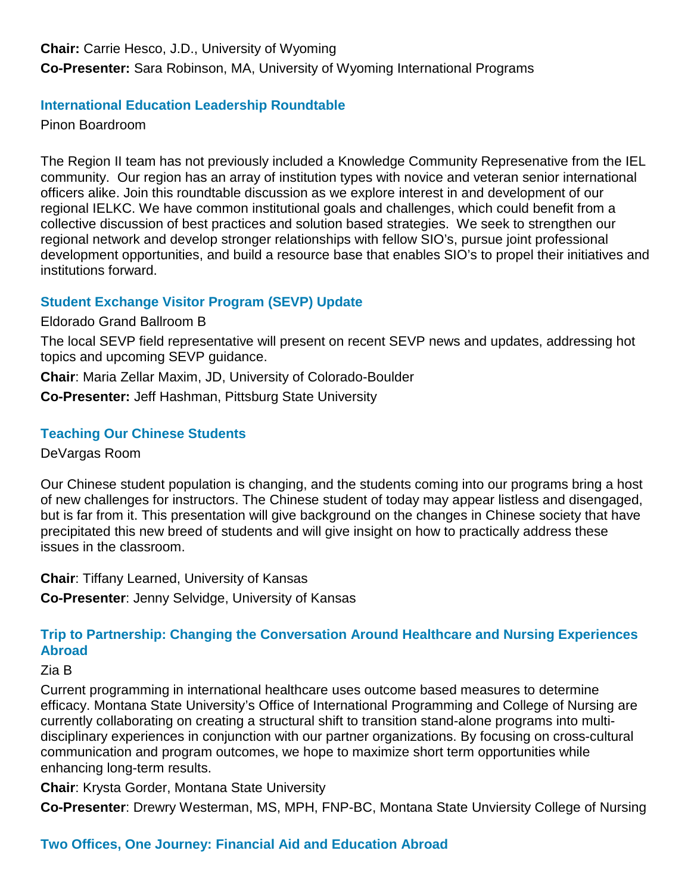**Chair:** Carrie Hesco, J.D., University of Wyoming

**Co-Presenter:** Sara Robinson, MA, University of Wyoming International Programs

### International Education Leadership Roundtable

Pinon Boardroom

The Region II team has not previously included a Knowledge Community Represenative from the IEL community. Our region has an array of institution types with novice and veteran senior international officers alike. Join this roundtable discussion as we explore interest in and development of our regional IELKC. We have common institutional goals and challenges, which could benefit from a collective discussion of best practices and solution based strategies. We seek to strengthen our regional network and develop stronger relationships with fellow SIO's, pursue joint professional development opportunities, and build a resource base that enables SIO's to propel their initiatives and institutions forward.

### Student Exchange Visitor Program (SEVP) Update

Eldorado Grand Ballroom B

The local SEVP field representative will present on recent SEVP news and updates, addressing hot topics and upcoming SEVP guidance.

**Chair**: Maria Zellar Maxim, JD, University of Colorado-Boulder

**Co-Presenter:** Jeff Hashman, Pittsburg State University

### Teaching Our Chinese Students

DeVargas Room

Our Chinese student population is changing, and the students coming into our programs bring a host of new challenges for instructors. The Chinese student of today may appear listless and disengaged, but is far from it. This presentation will give background on the changes in Chinese society that have precipitated this new breed of students and will give insight on how to practically address these issues in the classroom.

**Chair**: Tiffany Learned, University of Kansas

**Co-Presenter**: Jenny Selvidge, University of Kansas

### Trip to Partnership: Changing the Conversation Around Healthcare and Nursing Experiences Abroad

Zia B

Current programming in international healthcare uses outcome based measures to determine efficacy. Montana State University's Office of International Programming and College of Nursing are currently collaborating on creating a structural shift to transition stand-alone programs into multi-disciplinary experiences in conjunction with our partner organizations. By focusing on cross-cultural communication and program outcomes, we hope to maximize short term opportunities while enhancing long-term results.

**Chair**: Krysta Gorder, Montana State University

**Co-Presenter**: Drewry Westerman, MS, MPH, FNP-BC, Montana State Unviersity College of Nursing

### Two Offices, One Journey: Financial Aid and Education Abroad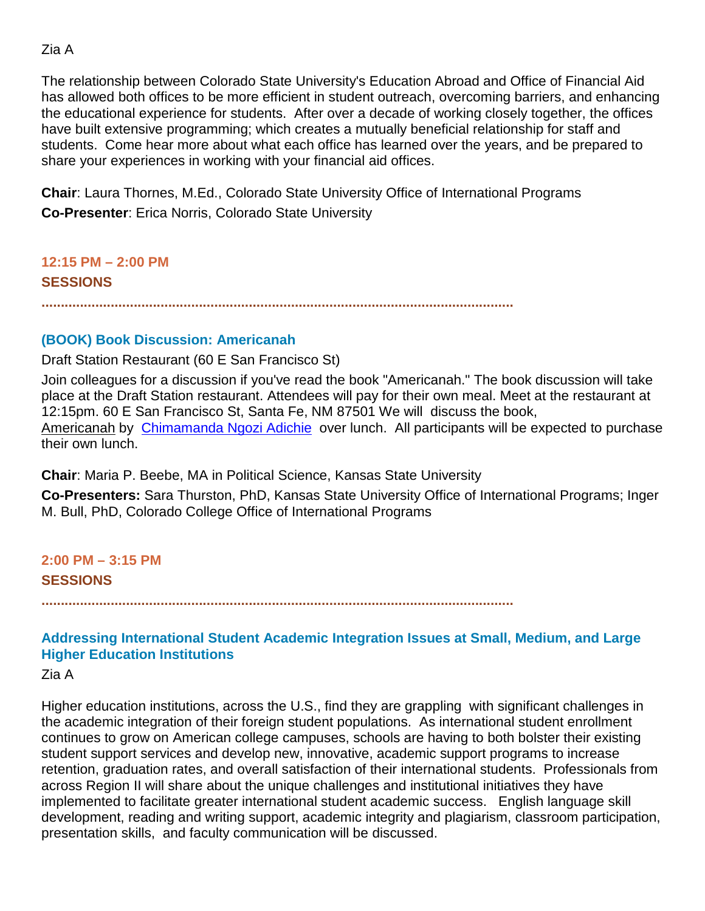Zia A

The relationship between Colorado State University's Education Abroad and Office of Financial Aid has allowed both offices to be more efficient in student outreach, overcoming barriers, and enhancing the educational experience for students. After over a decade of working closely together, the offices have built extensive programming; which creates a mutually beneficial relationship for staff and students. Come hear more about what each office has learned over the years, and be prepared to share your experiences in working with your financial aid offices.

**Chair**: Laura Thornes, M.Ed., Colorado State University Office of International Programs

**Co-Presenter**: Erica Norris, Colorado State University

## 12:15 PM – 2:00 PM

## SESSIONS

### (BOOK) Book Discussion: Americanah

Draft Station Restaurant (60 E San Francisco St)

Join colleagues for a discussion if you've read the book "Americanah." The book discussion will take place at the Draft Station restaurant. Attendees will pay for their own meal. Meet at the restaurant at 12:15pm. 60 E San Francisco St, Santa Fe, NM 87501 We will discuss the book, Americanah by Chimamanda Ngozi Adichie over lunch. All participants will be expected to purchase their own lunch.

**Chair**: Maria P. Beebe, MA in Political Science, Kansas State University

**Co-Presenters:** Sara Thurston, PhD, Kansas State University Office of International Programs; Inger M. Bull, PhD, Colorado College Office of International Programs

## 2:00 PM – 3:15 PM

## SESSIONS

### Addressing International Student Academic Integration Issues at Small, Medium, and Large Higher Education Institutions

Zia A

Higher education institutions, across the U.S., find they are grappling with significant challenges in the academic integration of their foreign student populations. As international student enrollment continues to grow on American college campuses, schools are having to both bolster their existing student support services and develop new, innovative, academic support programs to increase retention, graduation rates, and overall satisfaction of their international students. Professionals from across Region II will share about the unique challenges and institutional initiatives they have implemented to facilitate greater international student academic success. English language skill development, reading and writing support, academic integrity and plagiarism, classroom participation, presentation skills, and faculty communication will be discussed.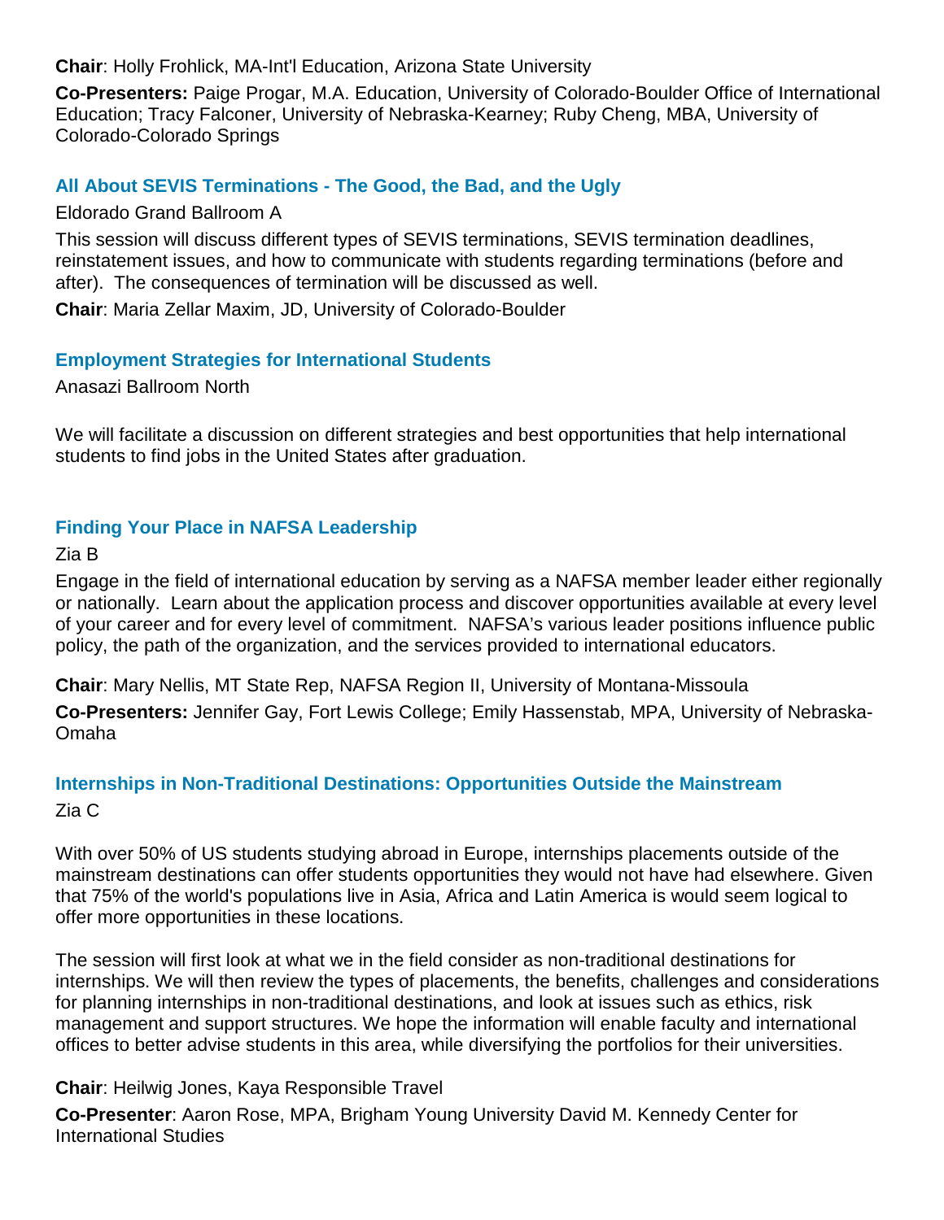**Chair**: Holly Frohlick, MA-Int'l Education, Arizona State University

**Co-Presenters:** Paige Progar, M.A. Education, University of Colorado-Boulder Office of International Education; Tracy Falconer, University of Nebraska-Kearney; Ruby Cheng, MBA, University of Colorado-Colorado Springs

### All About SEVIS Terminations - The Good, the Bad, and the Ugly

Eldorado Grand Ballroom A

This session will discuss different types of SEVIS terminations, SEVIS termination deadlines, reinstatement issues, and how to communicate with students regarding terminations (before and after). The consequences of termination will be discussed as well.

**Chair**: Maria Zellar Maxim, JD, University of Colorado-Boulder

### Employment Strategies for International Students

Anasazi Ballroom North

We will facilitate a discussion on different strategies and best opportunities that help international students to find jobs in the United States after graduation.

### Finding Your Place in NAFSA Leadership

Zia B

Engage in the field of international education by serving as a NAFSA member leader either regionally or nationally. Learn about the application process and discover opportunities available at every level of your career and for every level of commitment. NAFSA's various leader positions influence public policy, the path of the organization, and the services provided to international educators.

**Chair**: Mary Nellis, MT State Rep, NAFSA Region II, University of Montana-Missoula

**Co-Presenters:** Jennifer Gay, Fort Lewis College; Emily Hassenstab, MPA, University of Nebraska-Omaha

### Internships in Non-Traditional Destinations: Opportunities Outside the Mainstream

Zia C

With over 50% of US students studying abroad in Europe, internships placements outside of the mainstream destinations can offer students opportunities they would not have had elsewhere. Given that 75% of the world's populations live in Asia, Africa and Latin America is would seem logical to offer more opportunities in these locations.

The session will first look at what we in the field consider as non-traditional destinations for internships. We will then review the types of placements, the benefits, challenges and considerations for planning internships in non-traditional destinations, and look at issues such as ethics, risk management and support structures. We hope the information will enable faculty and international offices to better advise students in this area, while diversifying the portfolios for their universities.

**Chair**: Heilwig Jones, Kaya Responsible Travel

**Co-Presenter**: Aaron Rose, MPA, Brigham Young University David M. Kennedy Center for International Studies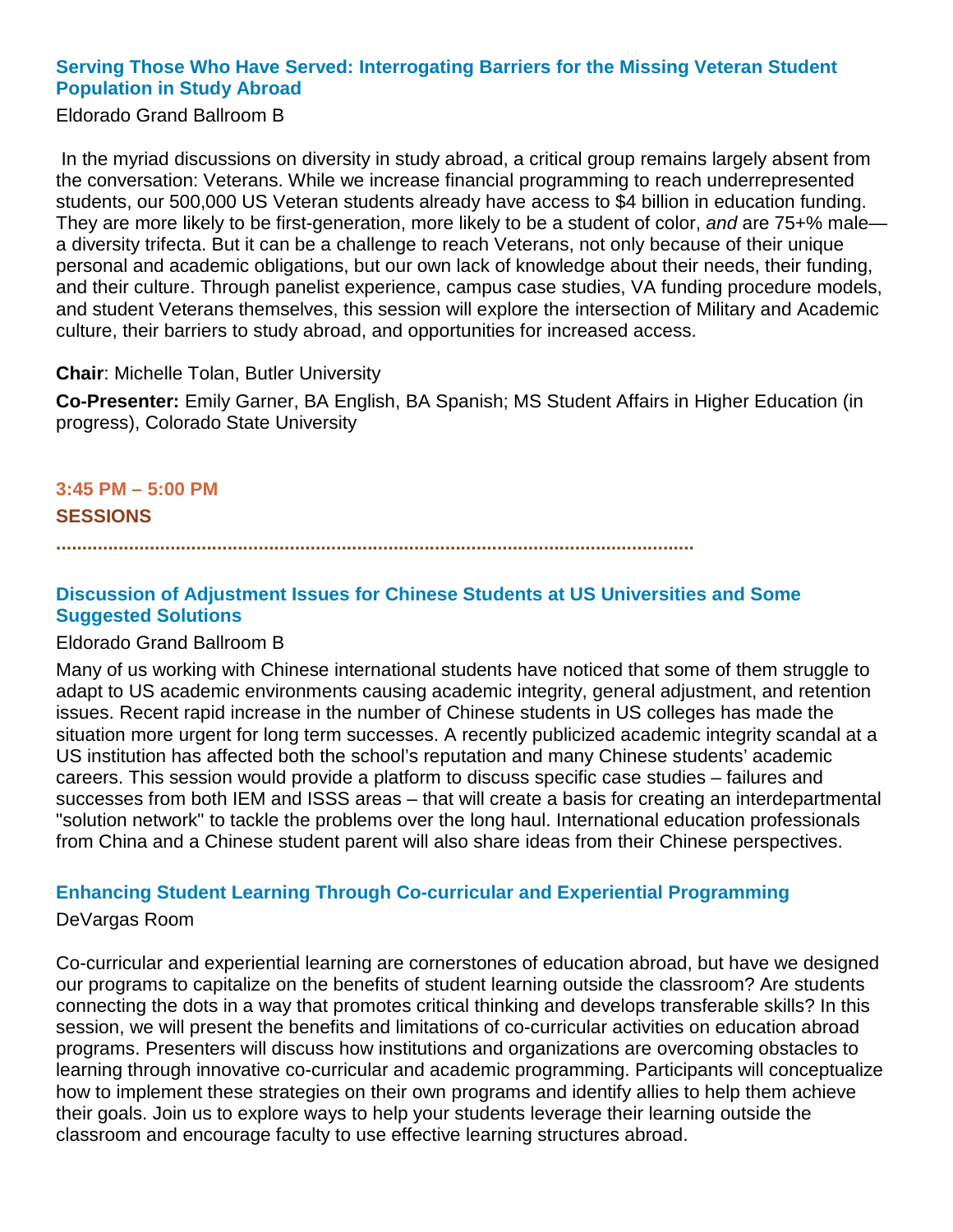### Serving Those Who Have Served: Interrogating Barriers for the Missing Veteran Student Population in Study Abroad

Eldorado Grand Ballroom B

In the myriad discussions on diversity in study abroad, a critical group remains largely absent from the conversation: Veterans. While we increase financial programming to reach underrepresented students, our 500,000 US Veteran students already have access to $4 billion in education funding. They are more likely to be first-generation, more likely to be a student of color, *and* are 75+% male—a diversity trifecta. But it can be a challenge to reach Veterans, not only because of their unique personal and academic obligations, but our own lack of knowledge about their needs, their funding, and their culture. Through panelist experience, campus case studies, VA funding procedure models, and student Veterans themselves, this session will explore the intersection of Military and Academic culture, their barriers to study abroad, and opportunities for increased access.

**Chair**: Michelle Tolan, Butler University

**Co-Presenter:** Emily Garner, BA English, BA Spanish; MS Student Affairs in Higher Education (in progress), Colorado State University

## 3:45 PM – 5:00 PM

## SESSIONS

### Discussion of Adjustment Issues for Chinese Students at US Universities and Some Suggested Solutions

Eldorado Grand Ballroom B

Many of us working with Chinese international students have noticed that some of them struggle to adapt to US academic environments causing academic integrity, general adjustment, and retention issues. Recent rapid increase in the number of Chinese students in US colleges has made the situation more urgent for long term successes. A recently publicized academic integrity scandal at a US institution has affected both the school's reputation and many Chinese students' academic careers. This session would provide a platform to discuss specific case studies – failures and successes from both IEM and ISSS areas – that will create a basis for creating an interdepartmental "solution network" to tackle the problems over the long haul. International education professionals from China and a Chinese student parent will also share ideas from their Chinese perspectives.

### Enhancing Student Learning Through Co-curricular and Experiential Programming

DeVargas Room

Co-curricular and experiential learning are cornerstones of education abroad, but have we designed our programs to capitalize on the benefits of student learning outside the classroom? Are students connecting the dots in a way that promotes critical thinking and develops transferable skills? In this session, we will present the benefits and limitations of co-curricular activities on education abroad programs. Presenters will discuss how institutions and organizations are overcoming obstacles to learning through innovative co-curricular and academic programming. Participants will conceptualize how to implement these strategies on their own programs and identify allies to help them achieve their goals. Join us to explore ways to help your students leverage their learning outside the classroom and encourage faculty to use effective learning structures abroad.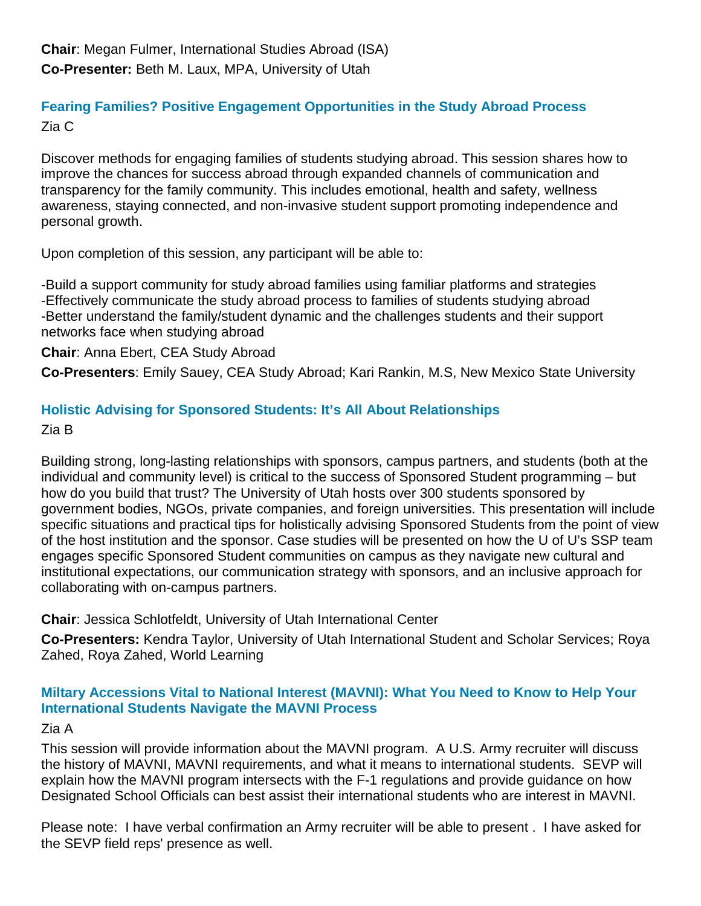**Chair**: Megan Fulmer, International Studies Abroad (ISA)

**Co-Presenter:** Beth M. Laux, MPA, University of Utah

### Fearing Families? Positive Engagement Opportunities in the Study Abroad Process

Zia C

Discover methods for engaging families of students studying abroad. This session shares how to improve the chances for success abroad through expanded channels of communication and transparency for the family community. This includes emotional, health and safety, wellness awareness, staying connected, and non-invasive student support promoting independence and personal growth.

Upon completion of this session, any participant will be able to:

-Build a support community for study abroad families using familiar platforms and strategies
-Effectively communicate the study abroad process to families of students studying abroad
-Better understand the family/student dynamic and the challenges students and their support networks face when studying abroad

**Chair**: Anna Ebert, CEA Study Abroad

**Co-Presenters**: Emily Sauey, CEA Study Abroad; Kari Rankin, M.S, New Mexico State University

### Holistic Advising for Sponsored Students: It's All About Relationships

Zia B

Building strong, long-lasting relationships with sponsors, campus partners, and students (both at the individual and community level) is critical to the success of Sponsored Student programming – but how do you build that trust? The University of Utah hosts over 300 students sponsored by government bodies, NGOs, private companies, and foreign universities. This presentation will include specific situations and practical tips for holistically advising Sponsored Students from the point of view of the host institution and the sponsor. Case studies will be presented on how the U of U's SSP team engages specific Sponsored Student communities on campus as they navigate new cultural and institutional expectations, our communication strategy with sponsors, and an inclusive approach for collaborating with on-campus partners.

**Chair**: Jessica Schlotfeldt, University of Utah International Center

**Co-Presenters:** Kendra Taylor, University of Utah International Student and Scholar Services; Roya Zahed, Roya Zahed, World Learning

### Miltary Accessions Vital to National Interest (MAVNI): What You Need to Know to Help Your International Students Navigate the MAVNI Process

Zia A

This session will provide information about the MAVNI program. A U.S. Army recruiter will discuss the history of MAVNI, MAVNI requirements, and what it means to international students. SEVP will explain how the MAVNI program intersects with the F-1 regulations and provide guidance on how Designated School Officials can best assist their international students who are interest in MAVNI.

Please note: I have verbal confirmation an Army recruiter will be able to present . I have asked for the SEVP field reps' presence as well.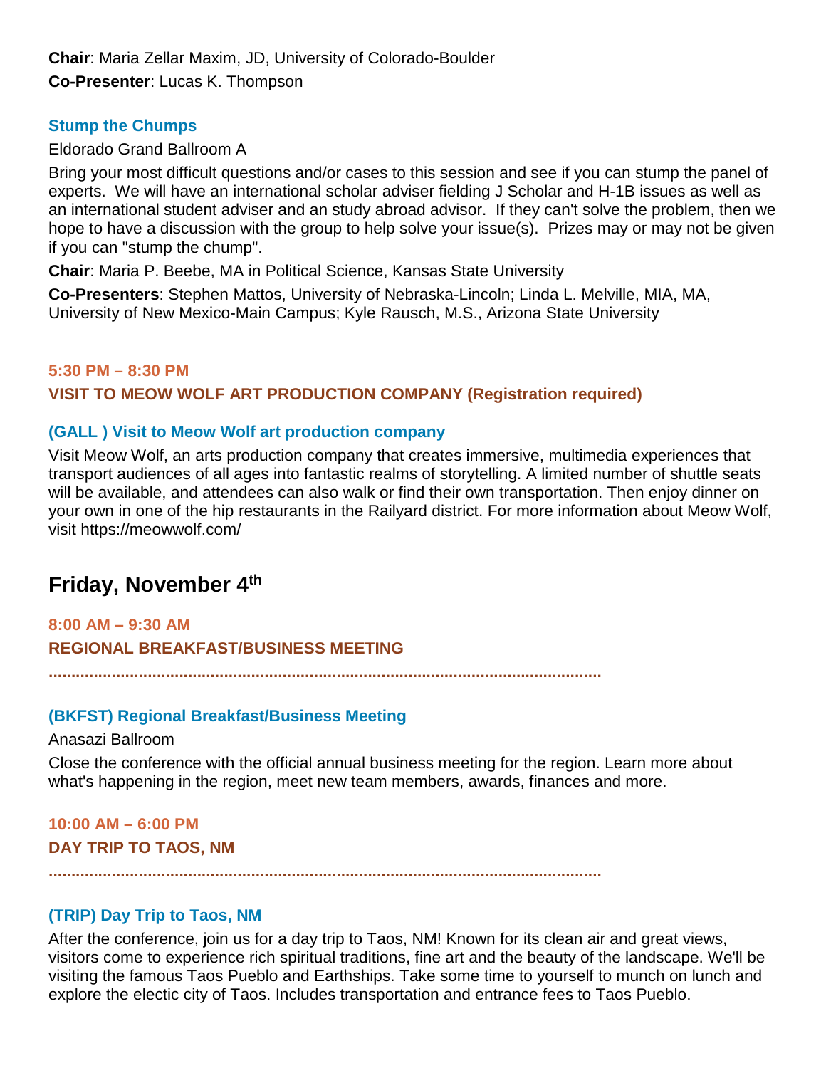**Chair**: Maria Zellar Maxim, JD, University of Colorado-Boulder

**Co-Presenter**: Lucas K. Thompson

### Stump the Chumps

Eldorado Grand Ballroom A

Bring your most difficult questions and/or cases to this session and see if you can stump the panel of experts. We will have an international scholar adviser fielding J Scholar and H-1B issues as well as an international student adviser and an study abroad advisor. If they can't solve the problem, then we hope to have a discussion with the group to help solve your issue(s). Prizes may or may not be given if you can "stump the chump".

**Chair**: Maria P. Beebe, MA in Political Science, Kansas State University

**Co-Presenters**: Stephen Mattos, University of Nebraska-Lincoln; Linda L. Melville, MIA, MA, University of New Mexico-Main Campus; Kyle Rausch, M.S., Arizona State University

**5:30 PM – 8:30 PM**

**VISIT TO MEOW WOLF ART PRODUCTION COMPANY (Registration required)**

### (GALL ) Visit to Meow Wolf art production company

Visit Meow Wolf, an arts production company that creates immersive, multimedia experiences that transport audiences of all ages into fantastic realms of storytelling. A limited number of shuttle seats will be available, and attendees can also walk or find their own transportation. Then enjoy dinner on your own in one of the hip restaurants in the Railyard district. For more information about Meow Wolf, visit https://meowwolf.com/

## Friday, November 4th

**8:00 AM – 9:30 AM**

**REGIONAL BREAKFAST/BUSINESS MEETING**

### (BKFST) Regional Breakfast/Business Meeting

Anasazi Ballroom

Close the conference with the official annual business meeting for the region. Learn more about what's happening in the region, meet new team members, awards, finances and more.

**10:00 AM – 6:00 PM**

**DAY TRIP TO TAOS, NM**

### (TRIP) Day Trip to Taos, NM

After the conference, join us for a day trip to Taos, NM! Known for its clean air and great views, visitors come to experience rich spiritual traditions, fine art and the beauty of the landscape. We'll be visiting the famous Taos Pueblo and Earthships. Take some time to yourself to munch on lunch and explore the electic city of Taos. Includes transportation and entrance fees to Taos Pueblo.